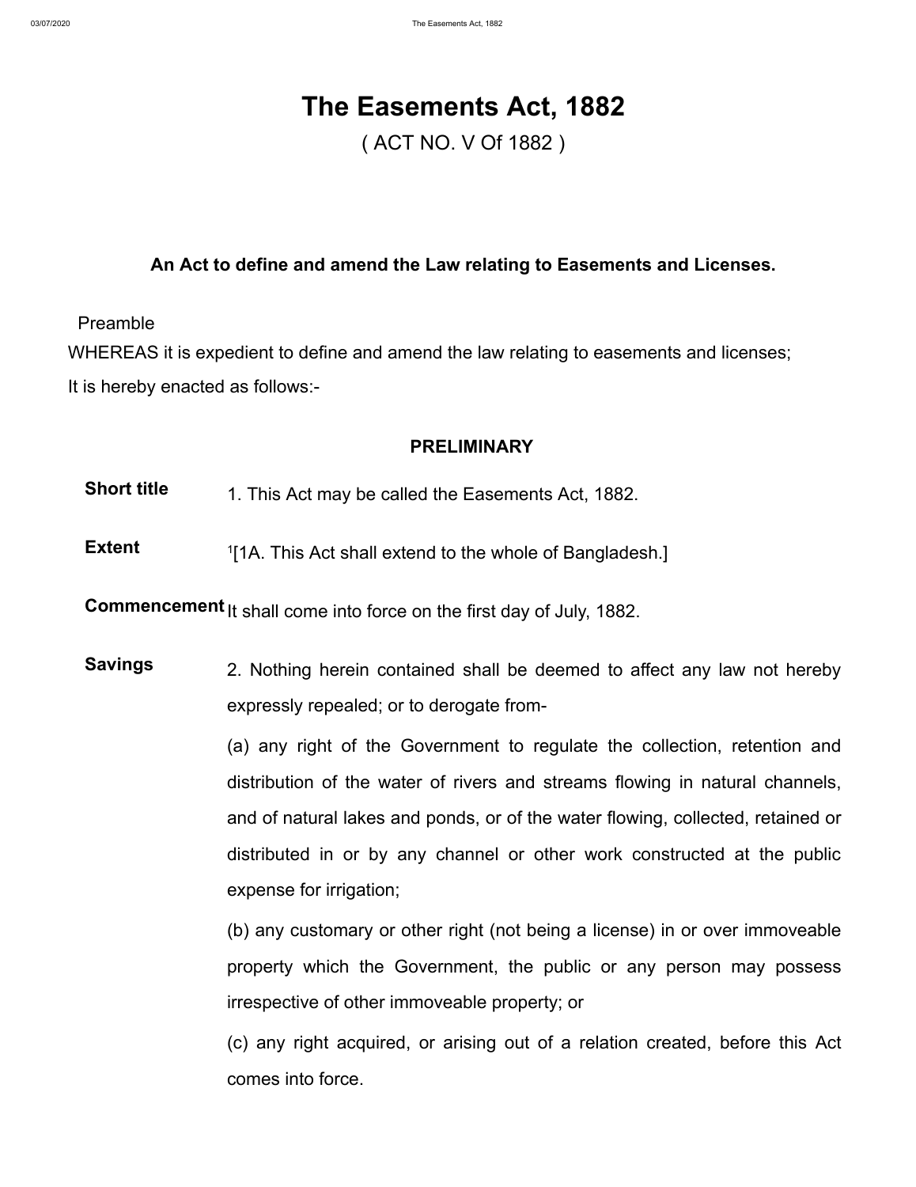# The Easements Act, 1882

( ACT NO. V Of 1882 )

**An Act to define and amend the Law relating to Easements and Licenses.**

Preamble

WHEREAS it is expedient to define and amend the law relating to easements and licenses;

It is hereby enacted as follows:-

## PRELIMINARY

**Short title**

1. This Act may be called the Easements Act, 1882.

**Extent**

[1][1A. This Act shall extend to the whole of Bangladesh.]

**Commencement**

It shall come into force on the first day of July, 1882.

**Savings**

2. Nothing herein contained shall be deemed to affect any law not hereby expressly repealed; or to derogate from-

(a) any right of the Government to regulate the collection, retention and distribution of the water of rivers and streams flowing in natural channels, and of natural lakes and ponds, or of the water flowing, collected, retained or distributed in or by any channel or other work constructed at the public expense for irrigation;

(b) any customary or other right (not being a license) in or over immoveable property which the Government, the public or any person may possess irrespective of other immoveable property; or

(c) any right acquired, or arising out of a relation created, before this Act comes into force.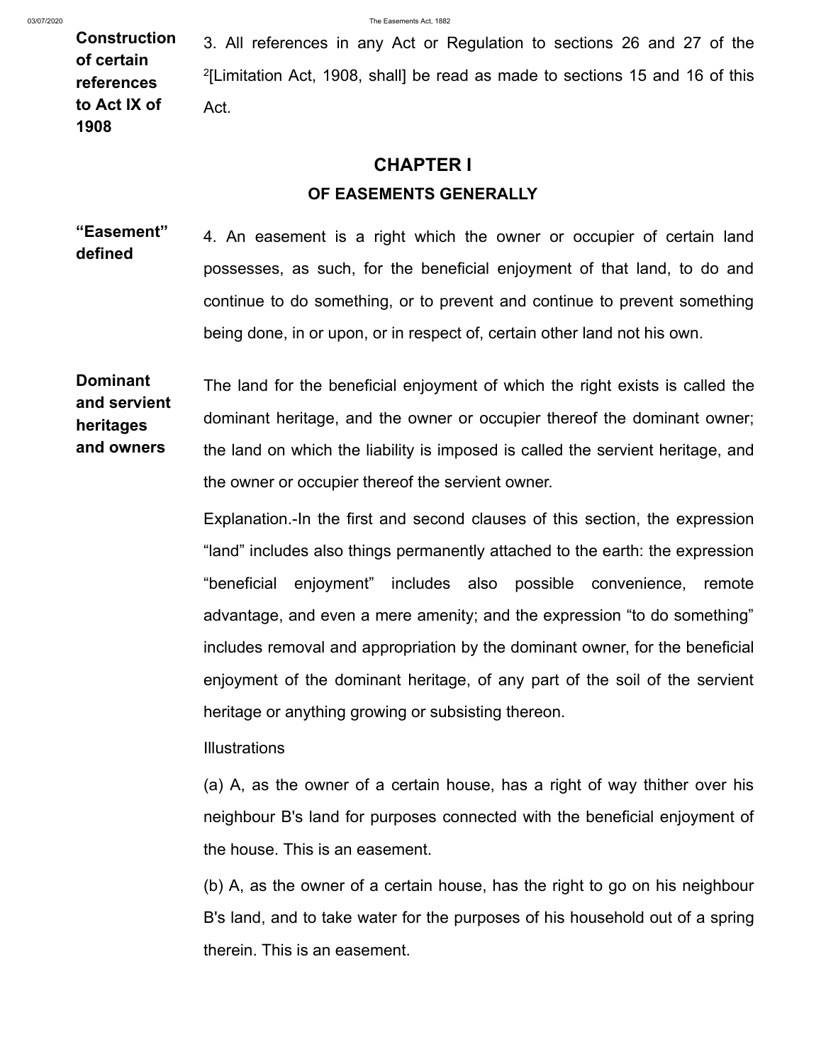**Construction of certain references to Act IX of 1908**

3. All references in any Act or Regulation to sections 26 and 27 of the [2][Limitation Act, 1908, shall] be read as made to sections 15 and 16 of this Act.

## CHAPTER I

### OF EASEMENTS GENERALLY

**"Easement" defined**

4. An easement is a right which the owner or occupier of certain land possesses, as such, for the beneficial enjoyment of that land, to do and continue to do something, or to prevent and continue to prevent something being done, in or upon, or in respect of, certain other land not his own.

**Dominant and servient heritages and owners**

The land for the beneficial enjoyment of which the right exists is called the dominant heritage, and the owner or occupier thereof the dominant owner; the land on which the liability is imposed is called the servient heritage, and the owner or occupier thereof the servient owner.

Explanation.-In the first and second clauses of this section, the expression "land" includes also things permanently attached to the earth: the expression "beneficial enjoyment" includes also possible convenience, remote advantage, and even a mere amenity; and the expression "to do something" includes removal and appropriation by the dominant owner, for the beneficial enjoyment of the dominant heritage, of any part of the soil of the servient heritage or anything growing or subsisting thereon.

Illustrations

(a) A, as the owner of a certain house, has a right of way thither over his neighbour B's land for purposes connected with the beneficial enjoyment of the house. This is an easement.

(b) A, as the owner of a certain house, has the right to go on his neighbour B's land, and to take water for the purposes of his household out of a spring therein. This is an easement.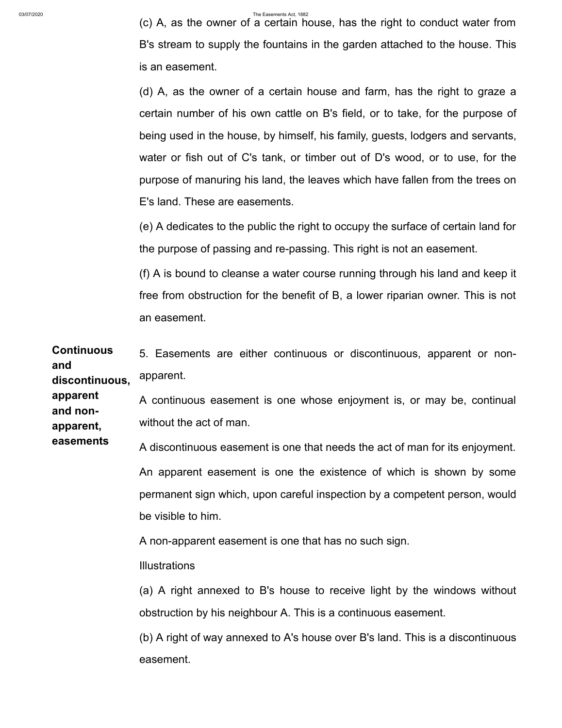(c) A, as the owner of a certain house, has the right to conduct water from B's stream to supply the fountains in the garden attached to the house. This is an easement.

(d) A, as the owner of a certain house and farm, has the right to graze a certain number of his own cattle on B's field, or to take, for the purpose of being used in the house, by himself, his family, guests, lodgers and servants, water or fish out of C's tank, or timber out of D's wood, or to use, for the purpose of manuring his land, the leaves which have fallen from the trees on E's land. These are easements.

(e) A dedicates to the public the right to occupy the surface of certain land for the purpose of passing and re-passing. This right is not an easement.

(f) A is bound to cleanse a water course running through his land and keep it free from obstruction for the benefit of B, a lower riparian owner. This is not an easement.

**Continuous and discontinuous, apparent and non-apparent, easements**

5. Easements are either continuous or discontinuous, apparent or non-apparent.

A continuous easement is one whose enjoyment is, or may be, continual without the act of man.

A discontinuous easement is one that needs the act of man for its enjoyment.

An apparent easement is one the existence of which is shown by some permanent sign which, upon careful inspection by a competent person, would be visible to him.

A non-apparent easement is one that has no such sign.

Illustrations

(a) A right annexed to B's house to receive light by the windows without obstruction by his neighbour A. This is a continuous easement.

(b) A right of way annexed to A's house over B's land. This is a discontinuous easement.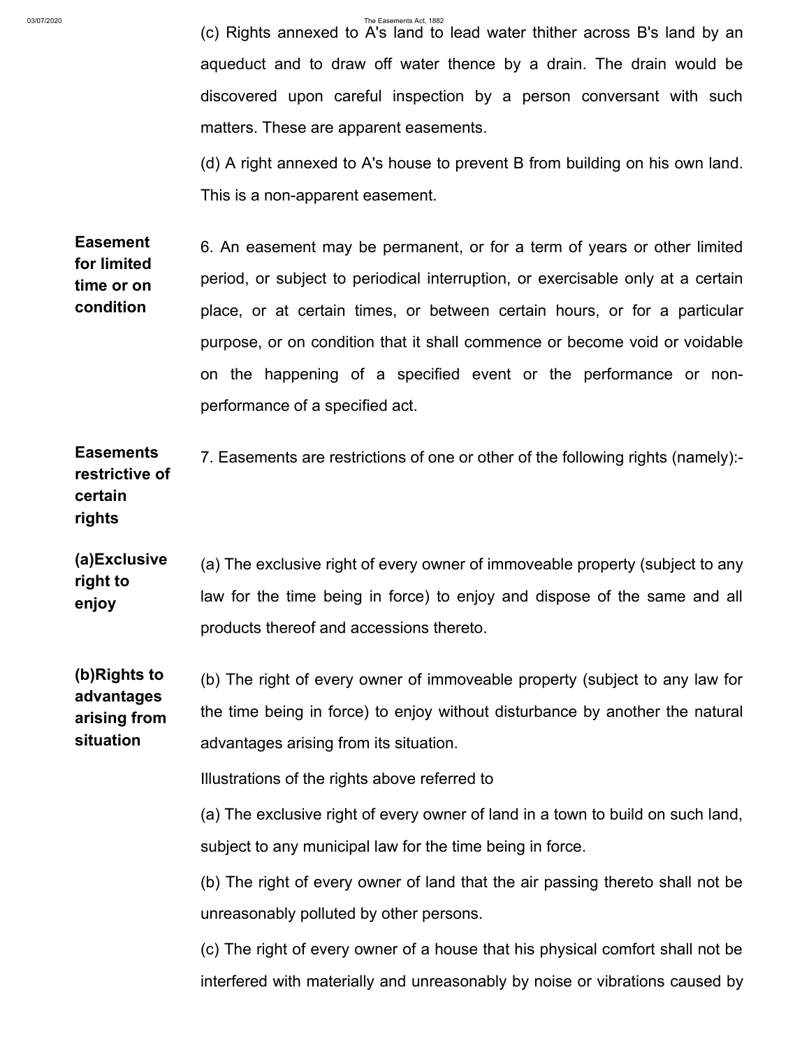(c) Rights annexed to A's land to lead water thither across B's land by an aqueduct and to draw off water thence by a drain. The drain would be discovered upon careful inspection by a person conversant with such matters. These are apparent easements.

(d) A right annexed to A's house to prevent B from building on his own land. This is a non-apparent easement.

**Easement for limited time or on condition**

6. An easement may be permanent, or for a term of years or other limited period, or subject to periodical interruption, or exercisable only at a certain place, or at certain times, or between certain hours, or for a particular purpose, or on condition that it shall commence or become void or voidable on the happening of a specified event or the performance or non-performance of a specified act.

**Easements restrictive of certain rights**

7. Easements are restrictions of one or other of the following rights (namely):-

**(a) Exclusive right to enjoy**

(a) The exclusive right of every owner of immoveable property (subject to any law for the time being in force) to enjoy and dispose of the same and all products thereof and accessions thereto.

**(b) Rights to advantages arising from situation**

(b) The right of every owner of immoveable property (subject to any law for the time being in force) to enjoy without disturbance by another the natural advantages arising from its situation.

Illustrations of the rights above referred to

(a) The exclusive right of every owner of land in a town to build on such land, subject to any municipal law for the time being in force.

(b) The right of every owner of land that the air passing thereto shall not be unreasonably polluted by other persons.

(c) The right of every owner of a house that his physical comfort shall not be interfered with materially and unreasonably by noise or vibrations caused by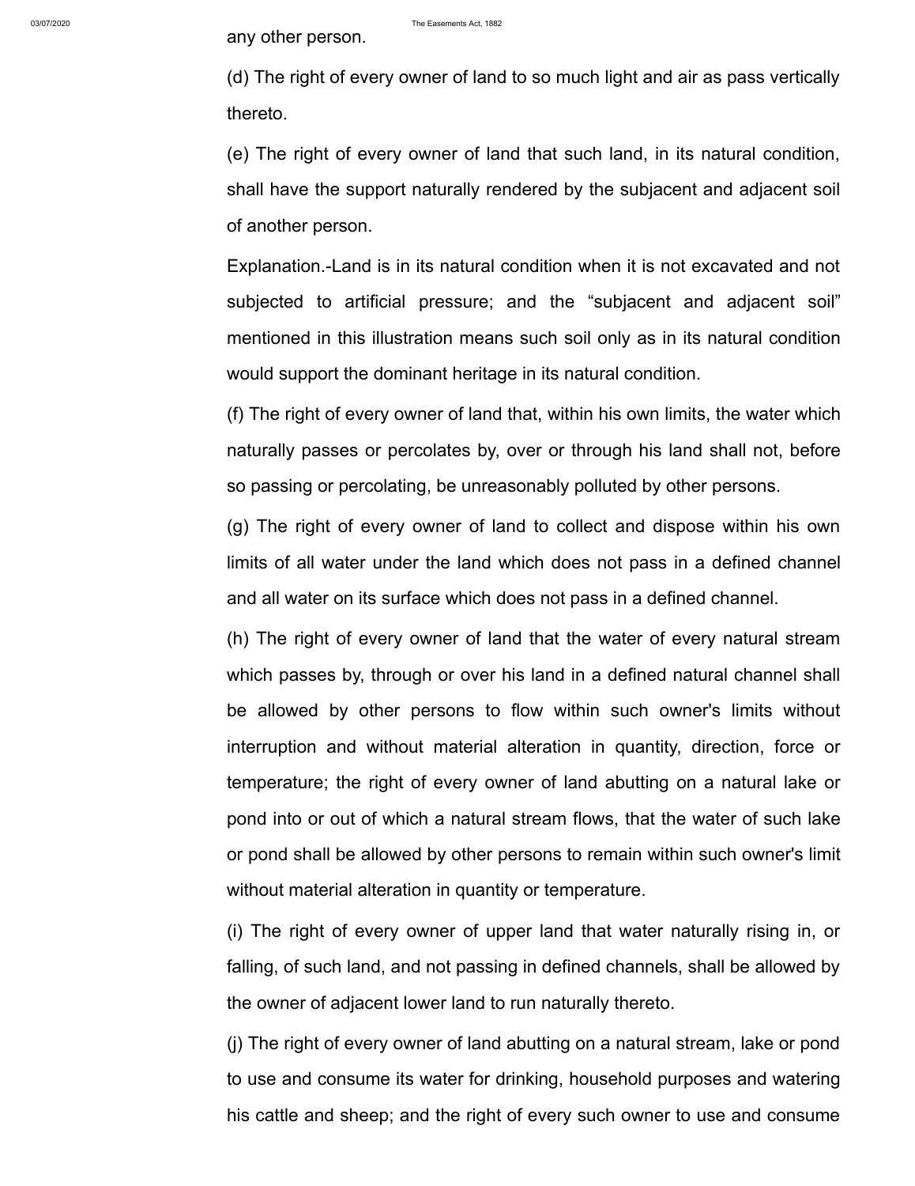any other person.

(d) The right of every owner of land to so much light and air as pass vertically thereto.

(e) The right of every owner of land that such land, in its natural condition, shall have the support naturally rendered by the subjacent and adjacent soil of another person.

Explanation.-Land is in its natural condition when it is not excavated and not subjected to artificial pressure; and the “subjacent and adjacent soil” mentioned in this illustration means such soil only as in its natural condition would support the dominant heritage in its natural condition.

(f) The right of every owner of land that, within his own limits, the water which naturally passes or percolates by, over or through his land shall not, before so passing or percolating, be unreasonably polluted by other persons.

(g) The right of every owner of land to collect and dispose within his own limits of all water under the land which does not pass in a defined channel and all water on its surface which does not pass in a defined channel.

(h) The right of every owner of land that the water of every natural stream which passes by, through or over his land in a defined natural channel shall be allowed by other persons to flow within such owner's limits without interruption and without material alteration in quantity, direction, force or temperature; the right of every owner of land abutting on a natural lake or pond into or out of which a natural stream flows, that the water of such lake or pond shall be allowed by other persons to remain within such owner's limit without material alteration in quantity or temperature.

(i) The right of every owner of upper land that water naturally rising in, or falling, of such land, and not passing in defined channels, shall be allowed by the owner of adjacent lower land to run naturally thereto.

(j) The right of every owner of land abutting on a natural stream, lake or pond to use and consume its water for drinking, household purposes and watering his cattle and sheep; and the right of every such owner to use and consume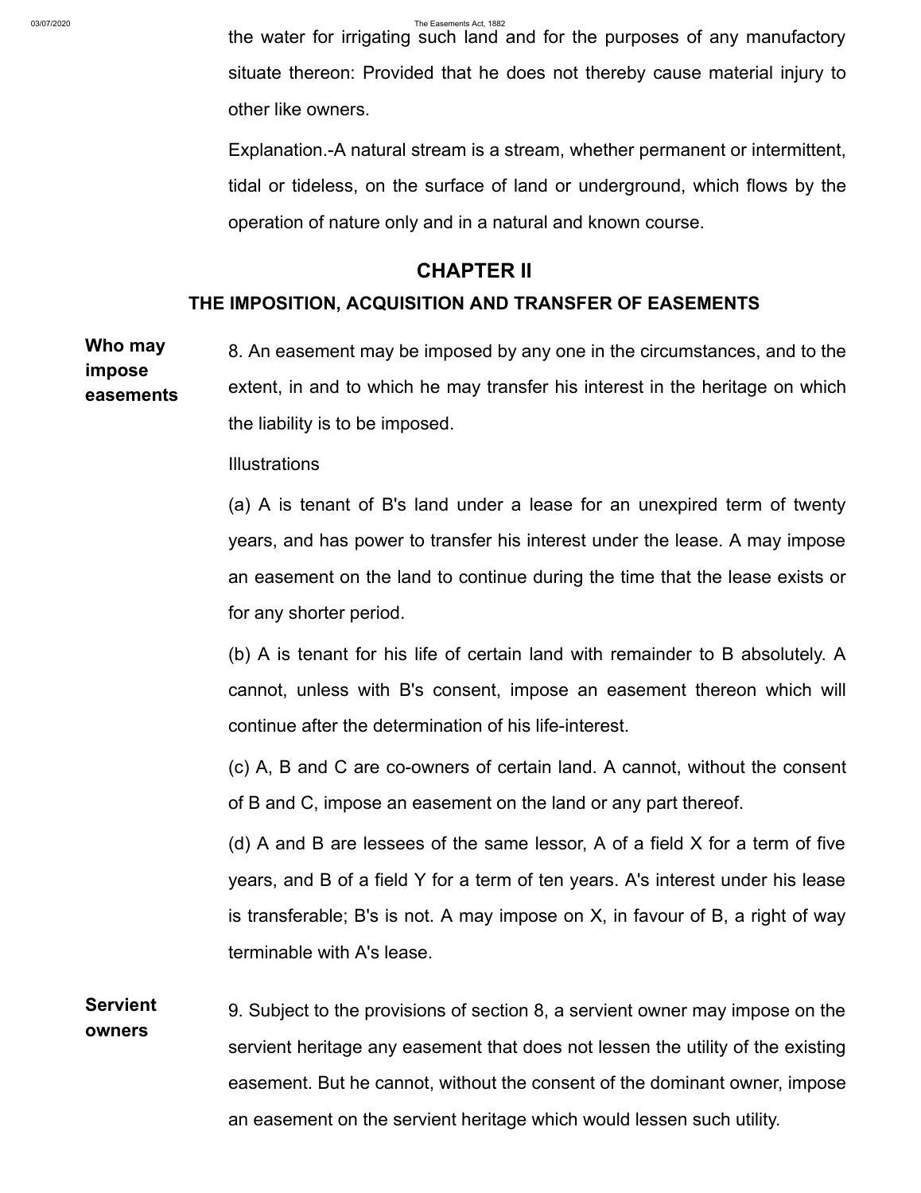the water for irrigating such land and for the purposes of any manufactory situate thereon: Provided that he does not thereby cause material injury to other like owners.

Explanation.-A natural stream is a stream, whether permanent or intermittent, tidal or tideless, on the surface of land or underground, which flows by the operation of nature only and in a natural and known course.

## CHAPTER II

### THE IMPOSITION, ACQUISITION AND TRANSFER OF EASEMENTS

**Who may impose easements**

8. An easement may be imposed by any one in the circumstances, and to the extent, in and to which he may transfer his interest in the heritage on which the liability is to be imposed.

Illustrations

(a) A is tenant of B's land under a lease for an unexpired term of twenty years, and has power to transfer his interest under the lease. A may impose an easement on the land to continue during the time that the lease exists or for any shorter period.

(b) A is tenant for his life of certain land with remainder to B absolutely. A cannot, unless with B's consent, impose an easement thereon which will continue after the determination of his life-interest.

(c) A, B and C are co-owners of certain land. A cannot, without the consent of B and C, impose an easement on the land or any part thereof.

(d) A and B are lessees of the same lessor, A of a field X for a term of five years, and B of a field Y for a term of ten years. A's interest under his lease is transferable; B's is not. A may impose on X, in favour of B, a right of way terminable with A's lease.

**Servient owners**

9. Subject to the provisions of section 8, a servient owner may impose on the servient heritage any easement that does not lessen the utility of the existing easement. But he cannot, without the consent of the dominant owner, impose an easement on the servient heritage which would lessen such utility.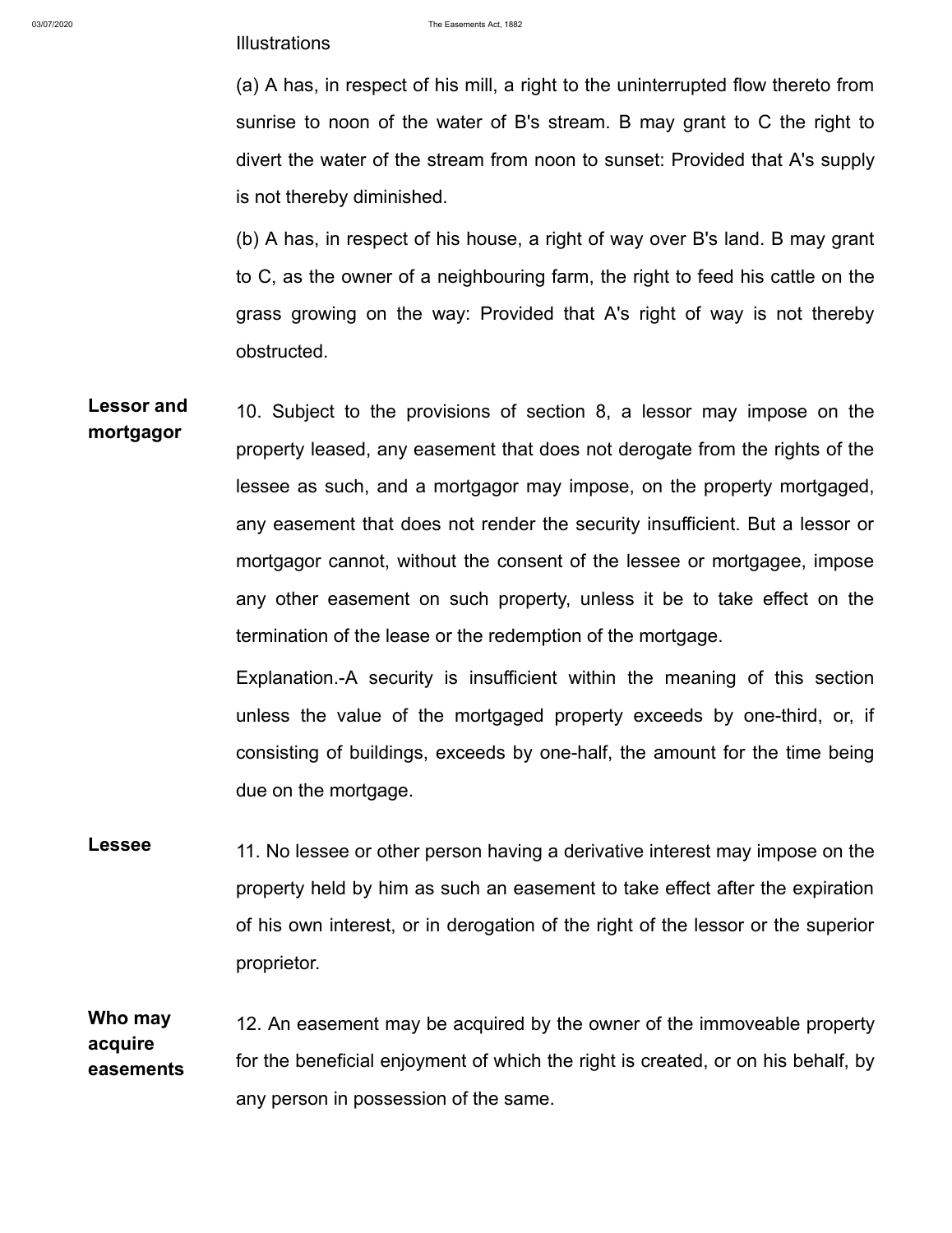Illustrations

(a) A has, in respect of his mill, a right to the uninterrupted flow thereto from sunrise to noon of the water of B's stream. B may grant to C the right to divert the water of the stream from noon to sunset: Provided that A's supply is not thereby diminished.

(b) A has, in respect of his house, a right of way over B's land. B may grant to C, as the owner of a neighbouring farm, the right to feed his cattle on the grass growing on the way: Provided that A's right of way is not thereby obstructed.

**Lessor and mortgagor**

10. Subject to the provisions of section 8, a lessor may impose on the property leased, any easement that does not derogate from the rights of the lessee as such, and a mortgagor may impose, on the property mortgaged, any easement that does not render the security insufficient. But a lessor or mortgagor cannot, without the consent of the lessee or mortgagee, impose any other easement on such property, unless it be to take effect on the termination of the lease or the redemption of the mortgage.

Explanation.-A security is insufficient within the meaning of this section unless the value of the mortgaged property exceeds by one-third, or, if consisting of buildings, exceeds by one-half, the amount for the time being due on the mortgage.

**Lessee**

11. No lessee or other person having a derivative interest may impose on the property held by him as such an easement to take effect after the expiration of his own interest, or in derogation of the right of the lessor or the superior proprietor.

**Who may acquire easements**

12. An easement may be acquired by the owner of the immoveable property for the beneficial enjoyment of which the right is created, or on his behalf, by any person in possession of the same.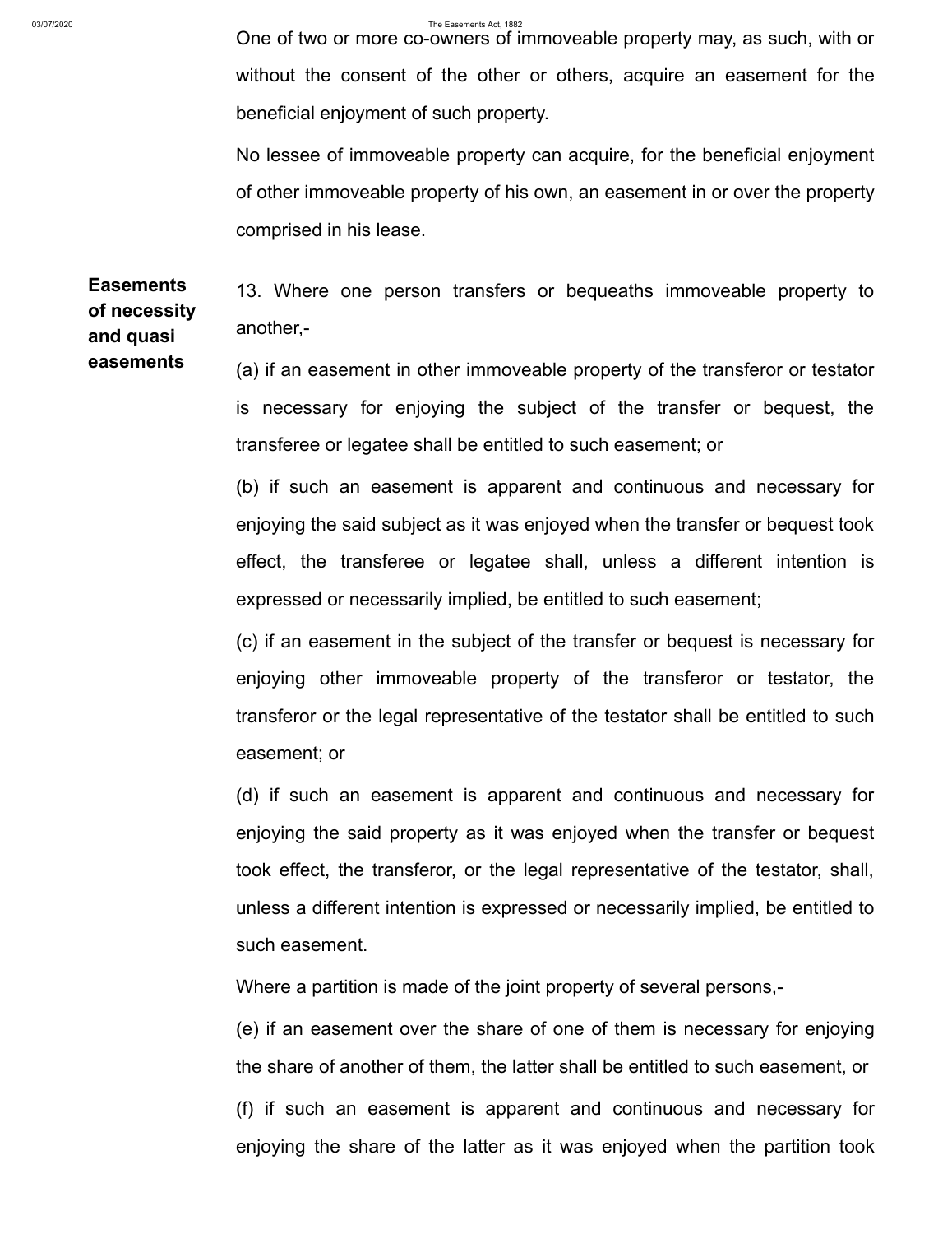One of two or more co-owners of immoveable property may, as such, with or without the consent of the other or others, acquire an easement for the beneficial enjoyment of such property.

No lessee of immoveable property can acquire, for the beneficial enjoyment of other immoveable property of his own, an easement in or over the property comprised in his lease.

**Easements of necessity and quasi easements**

13. Where one person transfers or bequeaths immoveable property to another,-

(a) if an easement in other immoveable property of the transferor or testator is necessary for enjoying the subject of the transfer or bequest, the transferee or legatee shall be entitled to such easement; or

(b) if such an easement is apparent and continuous and necessary for enjoying the said subject as it was enjoyed when the transfer or bequest took effect, the transferee or legatee shall, unless a different intention is expressed or necessarily implied, be entitled to such easement;

(c) if an easement in the subject of the transfer or bequest is necessary for enjoying other immoveable property of the transferor or testator, the transferor or the legal representative of the testator shall be entitled to such easement; or

(d) if such an easement is apparent and continuous and necessary for enjoying the said property as it was enjoyed when the transfer or bequest took effect, the transferor, or the legal representative of the testator, shall, unless a different intention is expressed or necessarily implied, be entitled to such easement.

Where a partition is made of the joint property of several persons,-

(e) if an easement over the share of one of them is necessary for enjoying the share of another of them, the latter shall be entitled to such easement, or

(f) if such an easement is apparent and continuous and necessary for enjoying the share of the latter as it was enjoyed when the partition took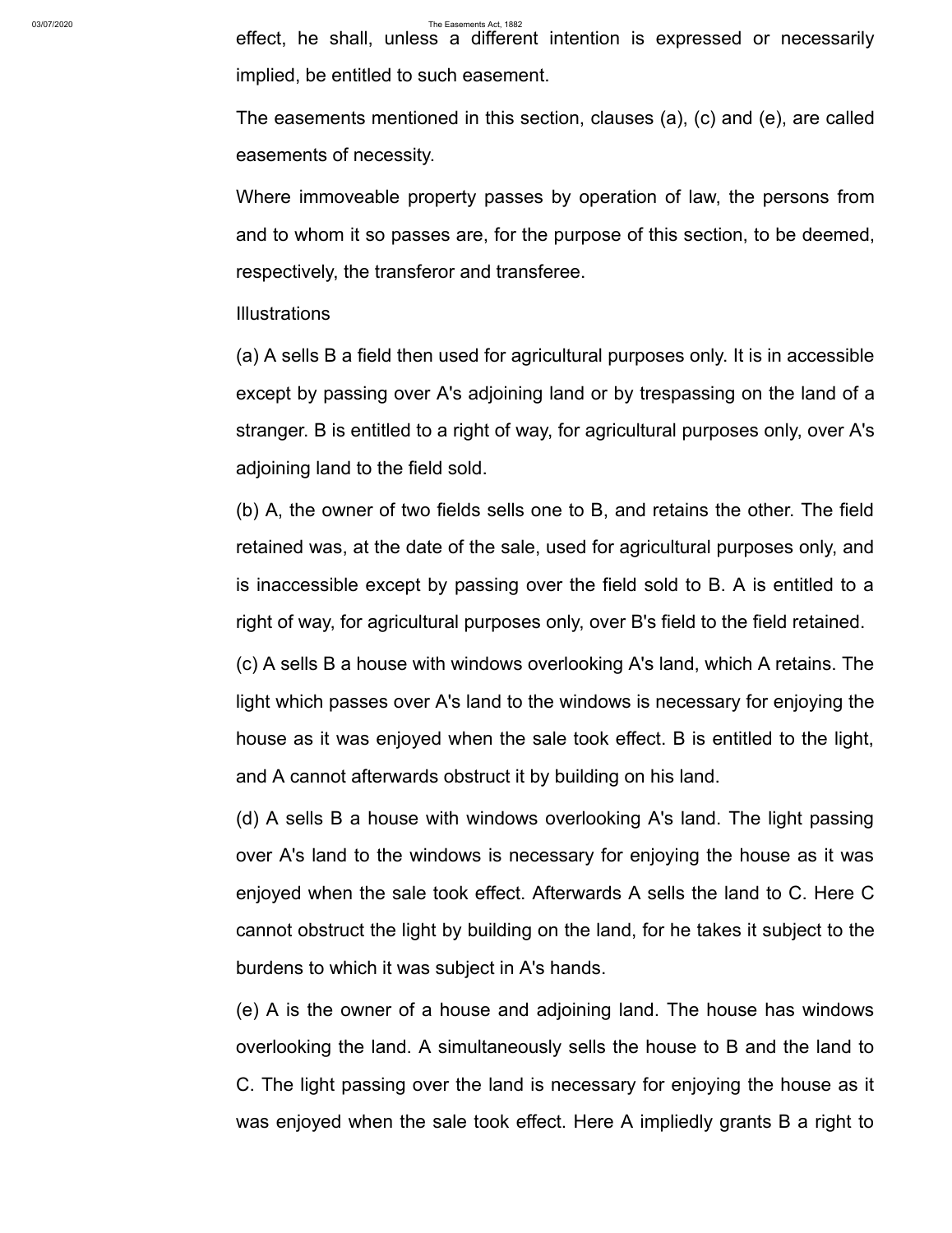effect, he shall, unless a different intention is expressed or necessarily implied, be entitled to such easement.

The easements mentioned in this section, clauses (a), (c) and (e), are called easements of necessity.

Where immoveable property passes by operation of law, the persons from and to whom it so passes are, for the purpose of this section, to be deemed, respectively, the transferor and transferee.

Illustrations

(a) A sells B a field then used for agricultural purposes only. It is in accessible except by passing over A's adjoining land or by trespassing on the land of a stranger. B is entitled to a right of way, for agricultural purposes only, over A's adjoining land to the field sold.

(b) A, the owner of two fields sells one to B, and retains the other. The field retained was, at the date of the sale, used for agricultural purposes only, and is inaccessible except by passing over the field sold to B. A is entitled to a right of way, for agricultural purposes only, over B's field to the field retained.

(c) A sells B a house with windows overlooking A's land, which A retains. The light which passes over A's land to the windows is necessary for enjoying the house as it was enjoyed when the sale took effect. B is entitled to the light, and A cannot afterwards obstruct it by building on his land.

(d) A sells B a house with windows overlooking A's land. The light passing over A's land to the windows is necessary for enjoying the house as it was enjoyed when the sale took effect. Afterwards A sells the land to C. Here C cannot obstruct the light by building on the land, for he takes it subject to the burdens to which it was subject in A's hands.

(e) A is the owner of a house and adjoining land. The house has windows overlooking the land. A simultaneously sells the house to B and the land to C. The light passing over the land is necessary for enjoying the house as it was enjoyed when the sale took effect. Here A impliedly grants B a right to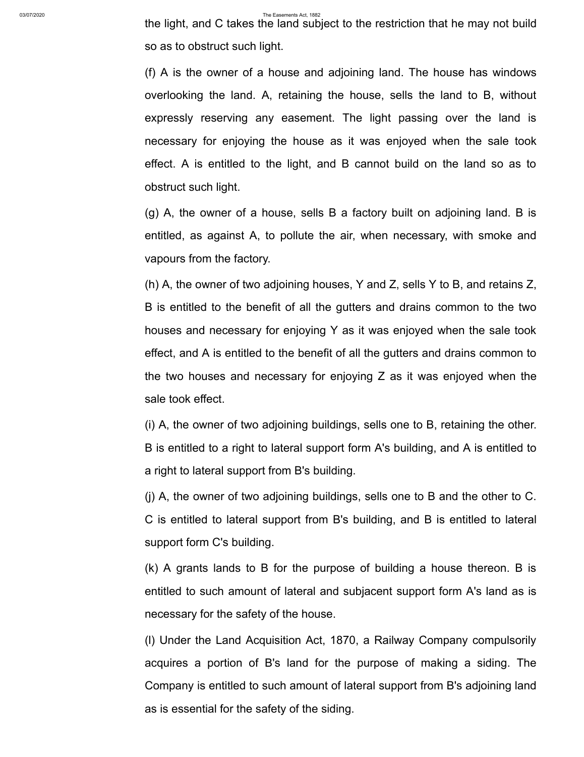the light, and C takes the land subject to the restriction that he may not build so as to obstruct such light.

(f) A is the owner of a house and adjoining land. The house has windows overlooking the land. A, retaining the house, sells the land to B, without expressly reserving any easement. The light passing over the land is necessary for enjoying the house as it was enjoyed when the sale took effect. A is entitled to the light, and B cannot build on the land so as to obstruct such light.

(g) A, the owner of a house, sells B a factory built on adjoining land. B is entitled, as against A, to pollute the air, when necessary, with smoke and vapours from the factory.

(h) A, the owner of two adjoining houses, Y and Z, sells Y to B, and retains Z, B is entitled to the benefit of all the gutters and drains common to the two houses and necessary for enjoying Y as it was enjoyed when the sale took effect, and A is entitled to the benefit of all the gutters and drains common to the two houses and necessary for enjoying Z as it was enjoyed when the sale took effect.

(i) A, the owner of two adjoining buildings, sells one to B, retaining the other. B is entitled to a right to lateral support form A's building, and A is entitled to a right to lateral support from B's building.

(j) A, the owner of two adjoining buildings, sells one to B and the other to C. C is entitled to lateral support from B's building, and B is entitled to lateral support form C's building.

(k) A grants lands to B for the purpose of building a house thereon. B is entitled to such amount of lateral and subjacent support form A's land as is necessary for the safety of the house.

(l) Under the Land Acquisition Act, 1870, a Railway Company compulsorily acquires a portion of B's land for the purpose of making a siding. The Company is entitled to such amount of lateral support from B's adjoining land as is essential for the safety of the siding.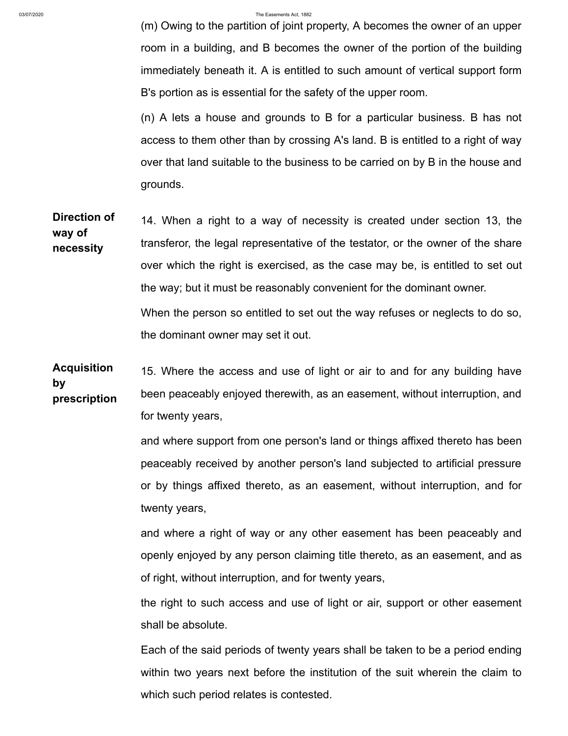(m) Owing to the partition of joint property, A becomes the owner of an upper room in a building, and B becomes the owner of the portion of the building immediately beneath it. A is entitled to such amount of vertical support form B's portion as is essential for the safety of the upper room.

(n) A lets a house and grounds to B for a particular business. B has not access to them other than by crossing A's land. B is entitled to a right of way over that land suitable to the business to be carried on by B in the house and grounds.

**Direction of way of necessity**

14. When a right to a way of necessity is created under section 13, the transferor, the legal representative of the testator, or the owner of the share over which the right is exercised, as the case may be, is entitled to set out the way; but it must be reasonably convenient for the dominant owner.

When the person so entitled to set out the way refuses or neglects to do so, the dominant owner may set it out.

**Acquisition by prescription**

15. Where the access and use of light or air to and for any building have been peaceably enjoyed therewith, as an easement, without interruption, and for twenty years,

and where support from one person's land or things affixed thereto has been peaceably received by another person's land subjected to artificial pressure or by things affixed thereto, as an easement, without interruption, and for twenty years,

and where a right of way or any other easement has been peaceably and openly enjoyed by any person claiming title thereto, as an easement, and as of right, without interruption, and for twenty years,

the right to such access and use of light or air, support or other easement shall be absolute.

Each of the said periods of twenty years shall be taken to be a period ending within two years next before the institution of the suit wherein the claim to which such period relates is contested.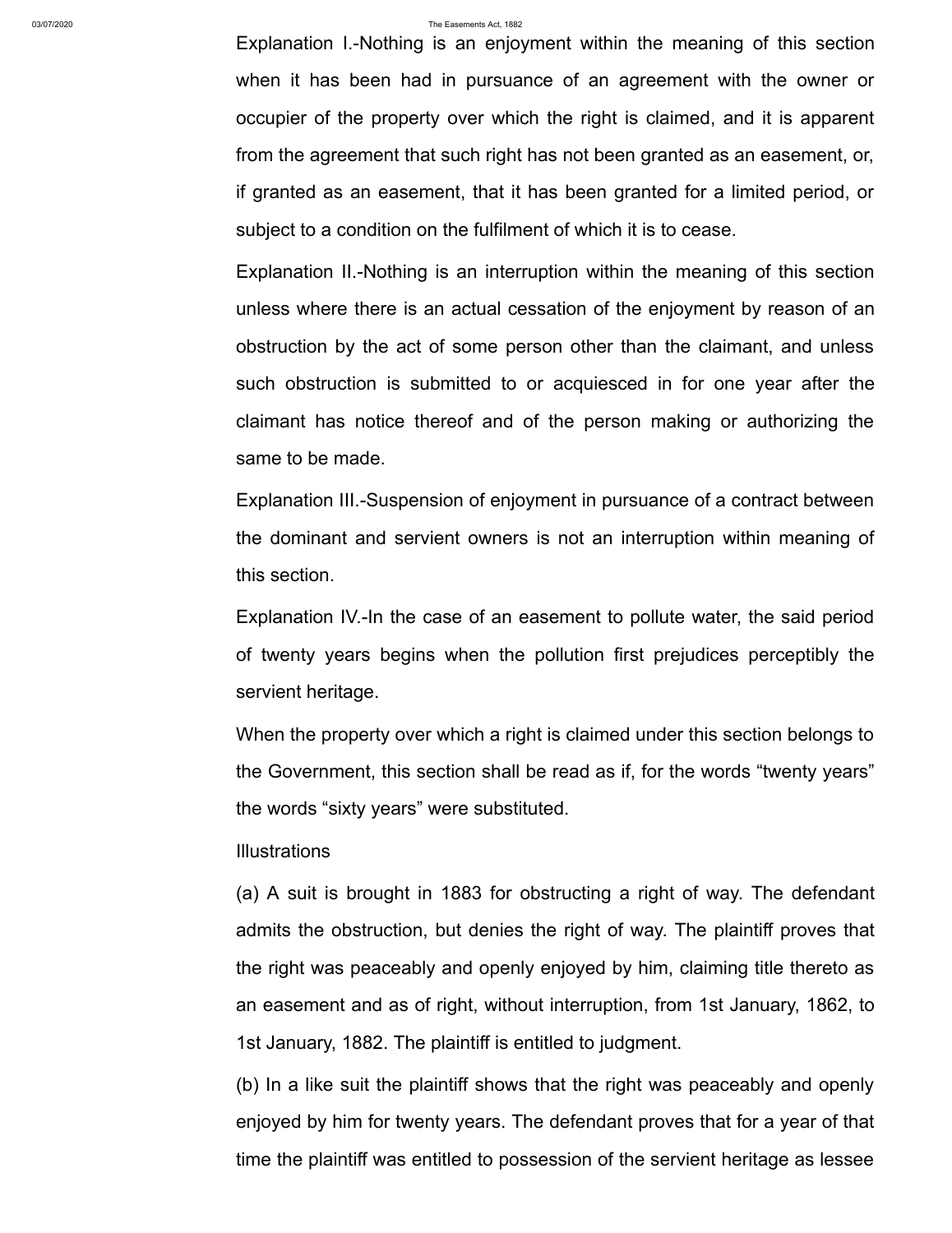Explanation I.-Nothing is an enjoyment within the meaning of this section when it has been had in pursuance of an agreement with the owner or occupier of the property over which the right is claimed, and it is apparent from the agreement that such right has not been granted as an easement, or, if granted as an easement, that it has been granted for a limited period, or subject to a condition on the fulfilment of which it is to cease.

Explanation II.-Nothing is an interruption within the meaning of this section unless where there is an actual cessation of the enjoyment by reason of an obstruction by the act of some person other than the claimant, and unless such obstruction is submitted to or acquiesced in for one year after the claimant has notice thereof and of the person making or authorizing the same to be made.

Explanation III.-Suspension of enjoyment in pursuance of a contract between the dominant and servient owners is not an interruption within meaning of this section.

Explanation IV.-In the case of an easement to pollute water, the said period of twenty years begins when the pollution first prejudices perceptibly the servient heritage.

When the property over which a right is claimed under this section belongs to the Government, this section shall be read as if, for the words "twenty years" the words "sixty years" were substituted.

Illustrations

(a) A suit is brought in 1883 for obstructing a right of way. The defendant admits the obstruction, but denies the right of way. The plaintiff proves that the right was peaceably and openly enjoyed by him, claiming title thereto as an easement and as of right, without interruption, from 1st January, 1862, to 1st January, 1882. The plaintiff is entitled to judgment.

(b) In a like suit the plaintiff shows that the right was peaceably and openly enjoyed by him for twenty years. The defendant proves that for a year of that time the plaintiff was entitled to possession of the servient heritage as lessee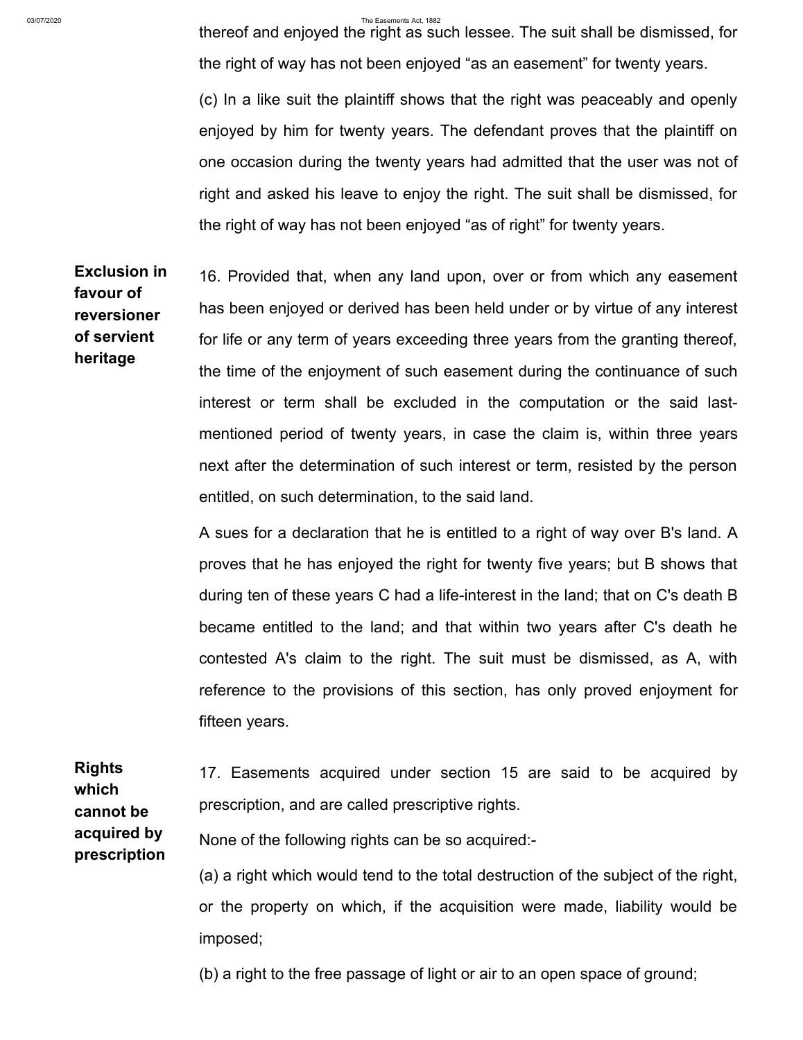thereof and enjoyed the right as such lessee. The suit shall be dismissed, for the right of way has not been enjoyed "as an easement" for twenty years.

(c) In a like suit the plaintiff shows that the right was peaceably and openly enjoyed by him for twenty years. The defendant proves that the plaintiff on one occasion during the twenty years had admitted that the user was not of right and asked his leave to enjoy the right. The suit shall be dismissed, for the right of way has not been enjoyed "as of right" for twenty years.

**Exclusion in favour of reversioner of servient heritage**

16. Provided that, when any land upon, over or from which any easement has been enjoyed or derived has been held under or by virtue of any interest for life or any term of years exceeding three years from the granting thereof, the time of the enjoyment of such easement during the continuance of such interest or term shall be excluded in the computation or the said last-mentioned period of twenty years, in case the claim is, within three years next after the determination of such interest or term, resisted by the person entitled, on such determination, to the said land.

A sues for a declaration that he is entitled to a right of way over B's land. A proves that he has enjoyed the right for twenty five years; but B shows that during ten of these years C had a life-interest in the land; that on C's death B became entitled to the land; and that within two years after C's death he contested A's claim to the right. The suit must be dismissed, as A, with reference to the provisions of this section, has only proved enjoyment for fifteen years.

**Rights which cannot be acquired by prescription**

17. Easements acquired under section 15 are said to be acquired by prescription, and are called prescriptive rights.

None of the following rights can be so acquired:-

(a) a right which would tend to the total destruction of the subject of the right, or the property on which, if the acquisition were made, liability would be imposed;

(b) a right to the free passage of light or air to an open space of ground;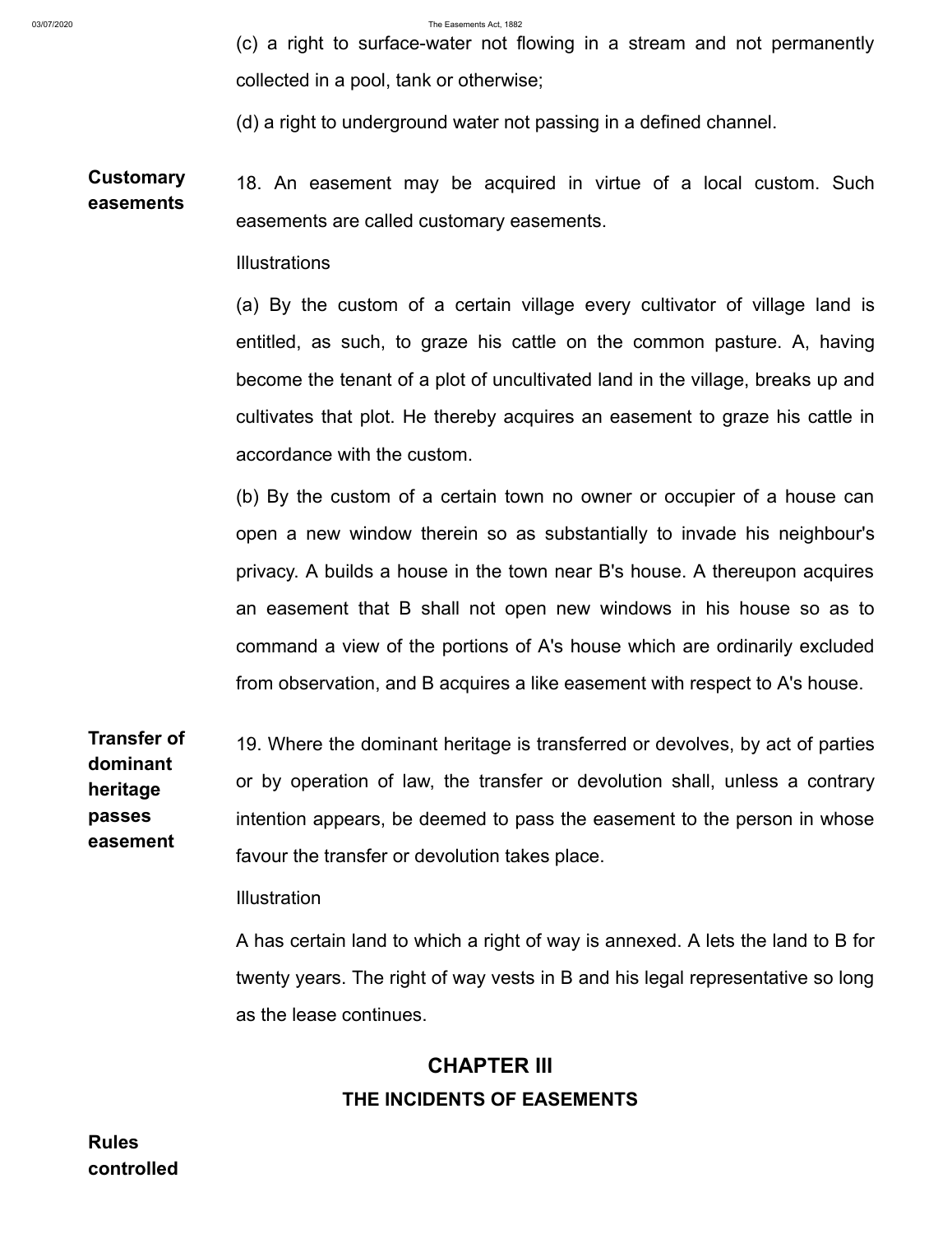(c) a right to surface-water not flowing in a stream and not permanently collected in a pool, tank or otherwise;

(d) a right to underground water not passing in a defined channel.

**Customary easements**

18. An easement may be acquired in virtue of a local custom. Such easements are called customary easements.

Illustrations

(a) By the custom of a certain village every cultivator of village land is entitled, as such, to graze his cattle on the common pasture. A, having become the tenant of a plot of uncultivated land in the village, breaks up and cultivates that plot. He thereby acquires an easement to graze his cattle in accordance with the custom.

(b) By the custom of a certain town no owner or occupier of a house can open a new window therein so as substantially to invade his neighbour's privacy. A builds a house in the town near B's house. A thereupon acquires an easement that B shall not open new windows in his house so as to command a view of the portions of A's house which are ordinarily excluded from observation, and B acquires a like easement with respect to A's house.

**Transfer of dominant heritage passes easement**

19. Where the dominant heritage is transferred or devolves, by act of parties or by operation of law, the transfer or devolution shall, unless a contrary intention appears, be deemed to pass the easement to the person in whose favour the transfer or devolution takes place.

Illustration

A has certain land to which a right of way is annexed. A lets the land to B for twenty years. The right of way vests in B and his legal representative so long as the lease continues.

## CHAPTER III

### THE INCIDENTS OF EASEMENTS

**Rules controlled**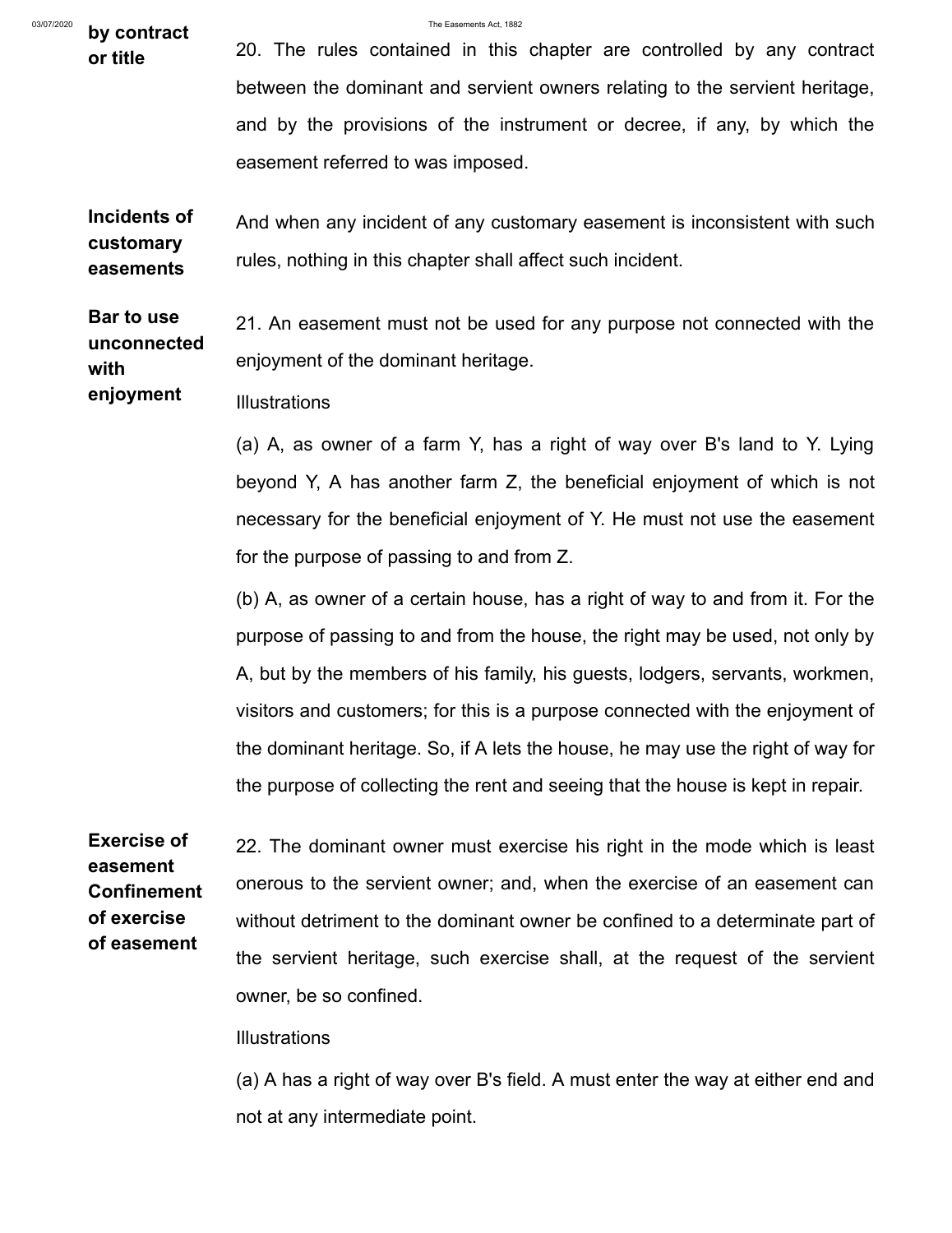**by contract or title**

20. The rules contained in this chapter are controlled by any contract between the dominant and servient owners relating to the servient heritage, and by the provisions of the instrument or decree, if any, by which the easement referred to was imposed.

**Incidents of customary easements**

And when any incident of any customary easement is inconsistent with such rules, nothing in this chapter shall affect such incident.

**Bar to use unconnected with enjoyment**

21. An easement must not be used for any purpose not connected with the enjoyment of the dominant heritage.

Illustrations

(a) A, as owner of a farm Y, has a right of way over B's land to Y. Lying beyond Y, A has another farm Z, the beneficial enjoyment of which is not necessary for the beneficial enjoyment of Y. He must not use the easement for the purpose of passing to and from Z.

(b) A, as owner of a certain house, has a right of way to and from it. For the purpose of passing to and from the house, the right may be used, not only by A, but by the members of his family, his guests, lodgers, servants, workmen, visitors and customers; for this is a purpose connected with the enjoyment of the dominant heritage. So, if A lets the house, he may use the right of way for the purpose of collecting the rent and seeing that the house is kept in repair.

**Exercise of easement Confinement of exercise of easement**

22. The dominant owner must exercise his right in the mode which is least onerous to the servient owner; and, when the exercise of an easement can without detriment to the dominant owner be confined to a determinate part of the servient heritage, such exercise shall, at the request of the servient owner, be so confined.

Illustrations

(a) A has a right of way over B's field. A must enter the way at either end and not at any intermediate point.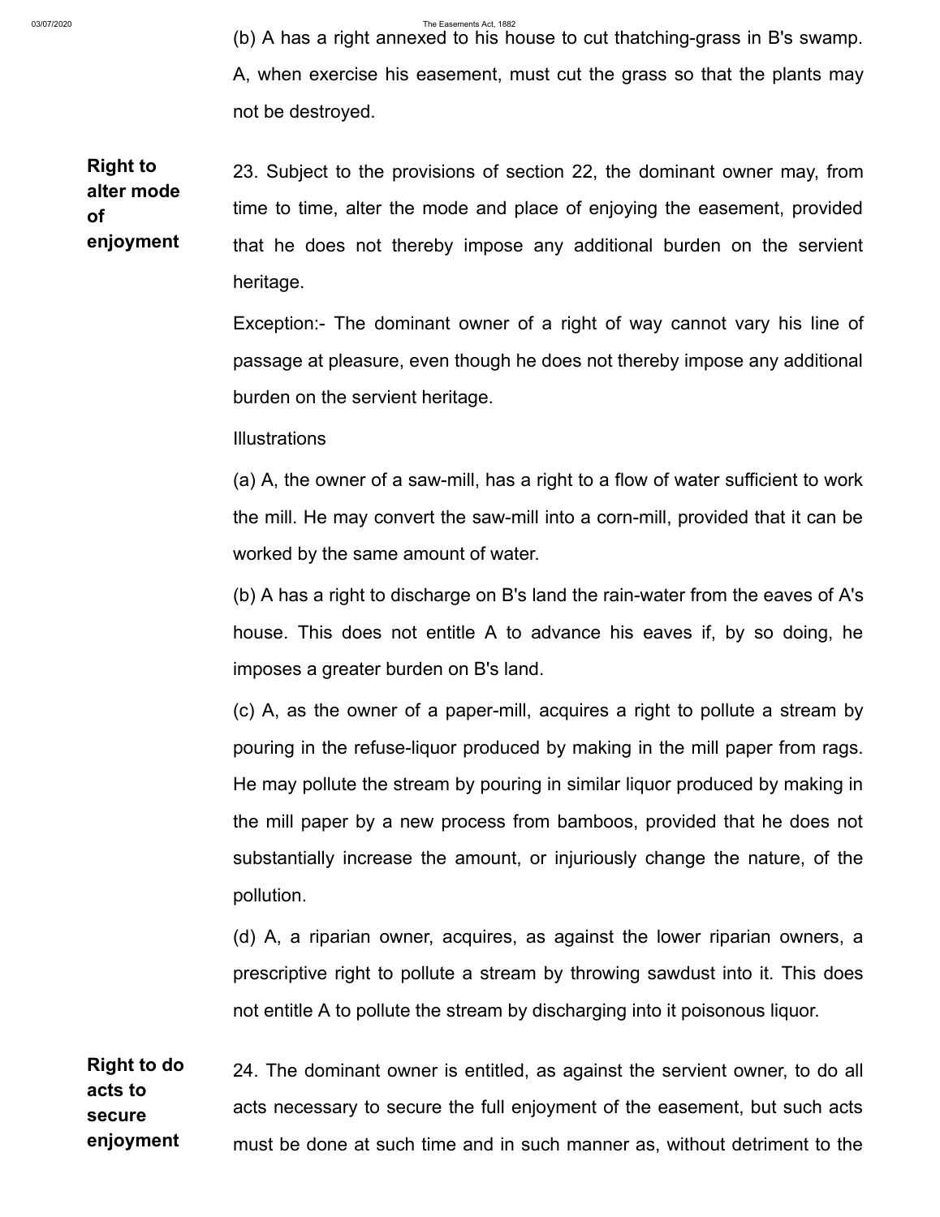(b) A has a right annexed to his house to cut thatching-grass in B's swamp. A, when exercise his easement, must cut the grass so that the plants may not be destroyed.

**Right to alter mode of enjoyment**

23. Subject to the provisions of section 22, the dominant owner may, from time to time, alter the mode and place of enjoying the easement, provided that he does not thereby impose any additional burden on the servient heritage.

Exception:- The dominant owner of a right of way cannot vary his line of passage at pleasure, even though he does not thereby impose any additional burden on the servient heritage.

Illustrations

(a) A, the owner of a saw-mill, has a right to a flow of water sufficient to work the mill. He may convert the saw-mill into a corn-mill, provided that it can be worked by the same amount of water.

(b) A has a right to discharge on B's land the rain-water from the eaves of A's house. This does not entitle A to advance his eaves if, by so doing, he imposes a greater burden on B's land.

(c) A, as the owner of a paper-mill, acquires a right to pollute a stream by pouring in the refuse-liquor produced by making in the mill paper from rags. He may pollute the stream by pouring in similar liquor produced by making in the mill paper by a new process from bamboos, provided that he does not substantially increase the amount, or injuriously change the nature, of the pollution.

(d) A, a riparian owner, acquires, as against the lower riparian owners, a prescriptive right to pollute a stream by throwing sawdust into it. This does not entitle A to pollute the stream by discharging into it poisonous liquor.

**Right to do acts to secure enjoyment**

24. The dominant owner is entitled, as against the servient owner, to do all acts necessary to secure the full enjoyment of the easement, but such acts must be done at such time and in such manner as, without detriment to the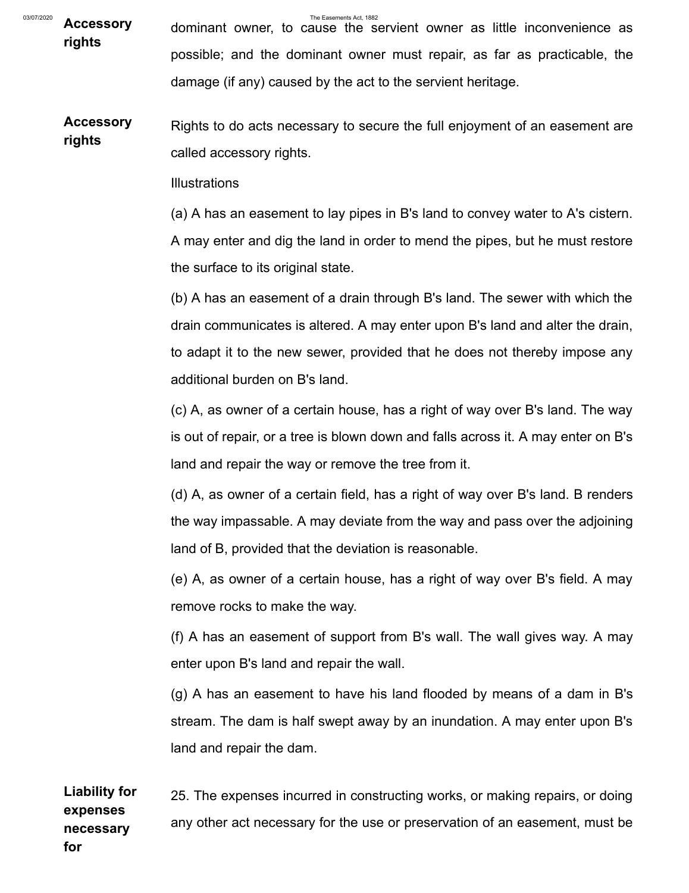dominant owner, to cause the servient owner as little inconvenience as possible; and the dominant owner must repair, as far as practicable, the damage (if any) caused by the act to the servient heritage.

**Accessory rights**

Rights to do acts necessary to secure the full enjoyment of an easement are called accessory rights.

Illustrations

(a) A has an easement to lay pipes in B's land to convey water to A's cistern. A may enter and dig the land in order to mend the pipes, but he must restore the surface to its original state.

(b) A has an easement of a drain through B's land. The sewer with which the drain communicates is altered. A may enter upon B's land and alter the drain, to adapt it to the new sewer, provided that he does not thereby impose any additional burden on B's land.

(c) A, as owner of a certain house, has a right of way over B's land. The way is out of repair, or a tree is blown down and falls across it. A may enter on B's land and repair the way or remove the tree from it.

(d) A, as owner of a certain field, has a right of way over B's land. B renders the way impassable. A may deviate from the way and pass over the adjoining land of B, provided that the deviation is reasonable.

(e) A, as owner of a certain house, has a right of way over B's field. A may remove rocks to make the way.

(f) A has an easement of support from B's wall. The wall gives way. A may enter upon B's land and repair the wall.

(g) A has an easement to have his land flooded by means of a dam in B's stream. The dam is half swept away by an inundation. A may enter upon B's land and repair the dam.

**Liability for expenses necessary for**

25. The expenses incurred in constructing works, or making repairs, or doing any other act necessary for the use or preservation of an easement, must be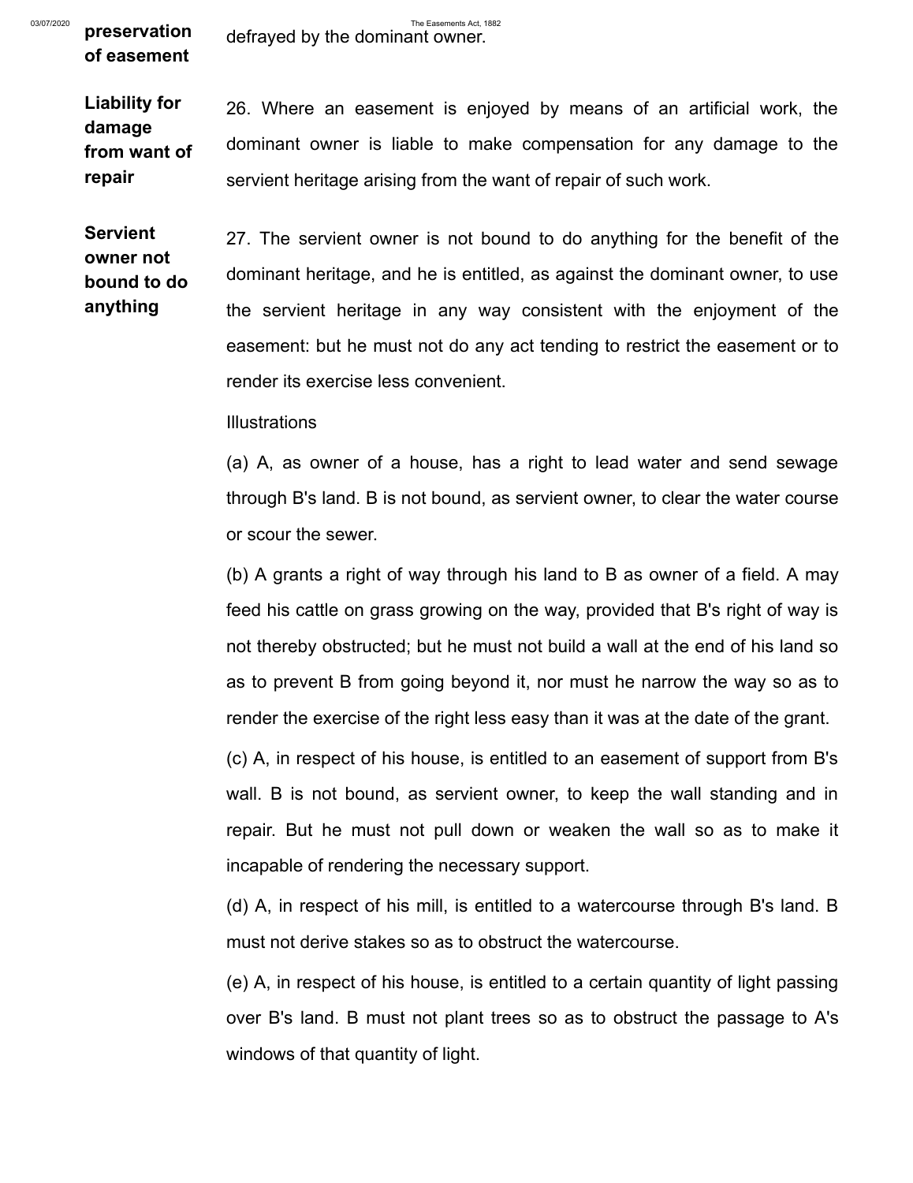**preservation of easement** defrayed by the dominant owner.

**Liability for damage from want of repair**

26. Where an easement is enjoyed by means of an artificial work, the dominant owner is liable to make compensation for any damage to the servient heritage arising from the want of repair of such work.

**Servient owner not bound to do anything**

27. The servient owner is not bound to do anything for the benefit of the dominant heritage, and he is entitled, as against the dominant owner, to use the servient heritage in any way consistent with the enjoyment of the easement: but he must not do any act tending to restrict the easement or to render its exercise less convenient.

Illustrations

(a) A, as owner of a house, has a right to lead water and send sewage through B's land. B is not bound, as servient owner, to clear the water course or scour the sewer.

(b) A grants a right of way through his land to B as owner of a field. A may feed his cattle on grass growing on the way, provided that B's right of way is not thereby obstructed; but he must not build a wall at the end of his land so as to prevent B from going beyond it, nor must he narrow the way so as to render the exercise of the right less easy than it was at the date of the grant.

(c) A, in respect of his house, is entitled to an easement of support from B's wall. B is not bound, as servient owner, to keep the wall standing and in repair. But he must not pull down or weaken the wall so as to make it incapable of rendering the necessary support.

(d) A, in respect of his mill, is entitled to a watercourse through B's land. B must not derive stakes so as to obstruct the watercourse.

(e) A, in respect of his house, is entitled to a certain quantity of light passing over B's land. B must not plant trees so as to obstruct the passage to A's windows of that quantity of light.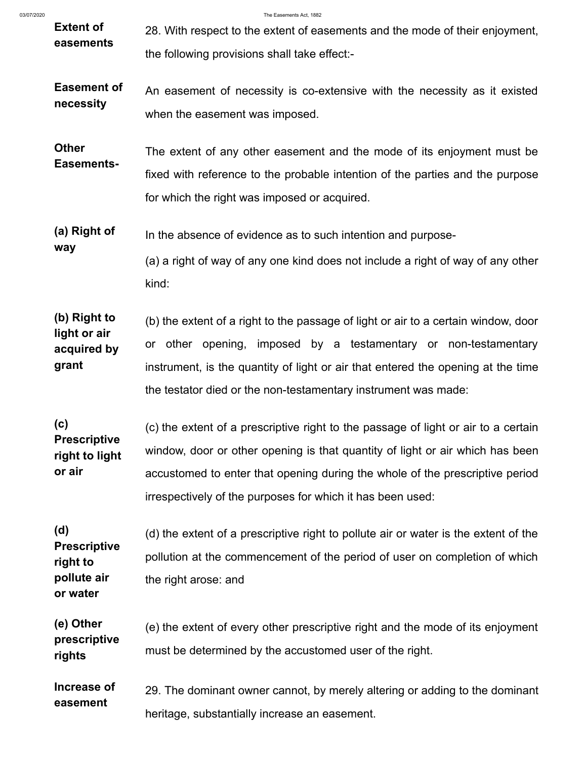**Extent of easements**

28. With respect to the extent of easements and the mode of their enjoyment, the following provisions shall take effect:-

**Easement of necessity**

An easement of necessity is co-extensive with the necessity as it existed when the easement was imposed.

**Other Easements-**

The extent of any other easement and the mode of its enjoyment must be fixed with reference to the probable intention of the parties and the purpose for which the right was imposed or acquired.

**(a) Right of way**

In the absence of evidence as to such intention and purpose-

(a) a right of way of any one kind does not include a right of way of any other kind:

**(b) Right to light or air acquired by grant**

(b) the extent of a right to the passage of light or air to a certain window, door or other opening, imposed by a testamentary or non-testamentary instrument, is the quantity of light or air that entered the opening at the time the testator died or the non-testamentary instrument was made:

**(c) Prescriptive right to light or air**

(c) the extent of a prescriptive right to the passage of light or air to a certain window, door or other opening is that quantity of light or air which has been accustomed to enter that opening during the whole of the prescriptive period irrespectively of the purposes for which it has been used:

**(d) Prescriptive right to pollute air or water**

(d) the extent of a prescriptive right to pollute air or water is the extent of the pollution at the commencement of the period of user on completion of which the right arose: and

**(e) Other prescriptive rights**

(e) the extent of every other prescriptive right and the mode of its enjoyment must be determined by the accustomed user of the right.

**Increase of easement**

29. The dominant owner cannot, by merely altering or adding to the dominant heritage, substantially increase an easement.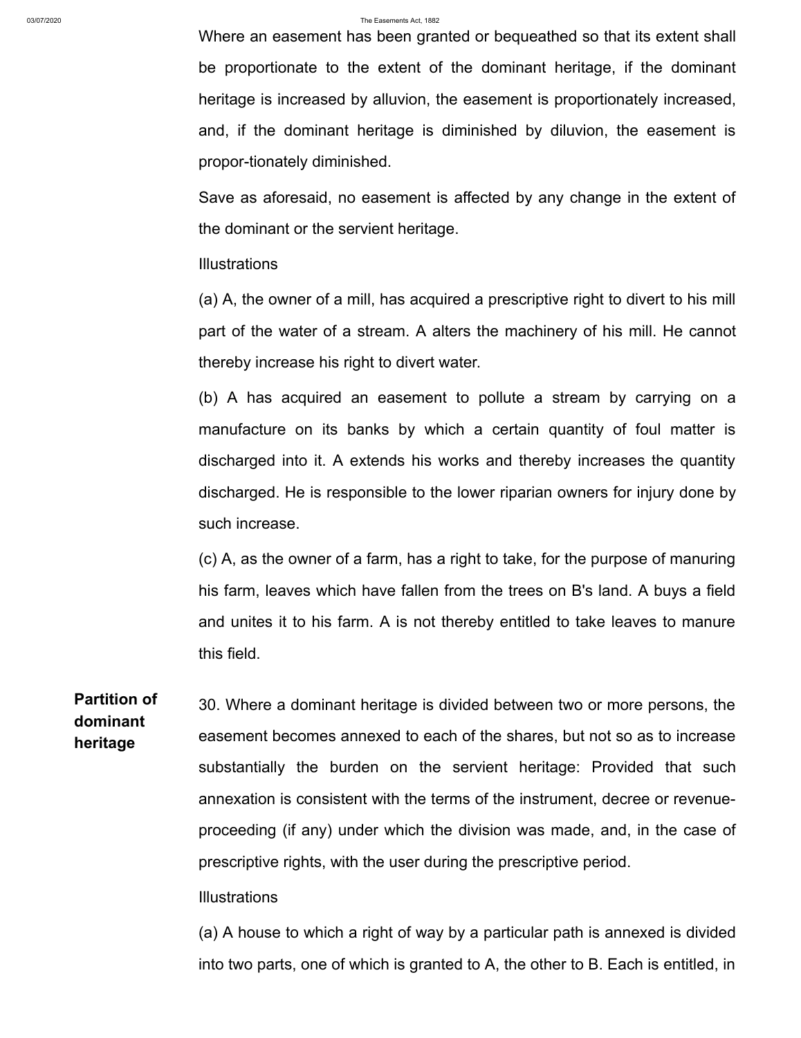Where an easement has been granted or bequeathed so that its extent shall be proportionate to the extent of the dominant heritage, if the dominant heritage is increased by alluvion, the easement is proportionately increased, and, if the dominant heritage is diminished by diluvion, the easement is propor-tionately diminished.

Save as aforesaid, no easement is affected by any change in the extent of the dominant or the servient heritage.

Illustrations

(a) A, the owner of a mill, has acquired a prescriptive right to divert to his mill part of the water of a stream. A alters the machinery of his mill. He cannot thereby increase his right to divert water.

(b) A has acquired an easement to pollute a stream by carrying on a manufacture on its banks by which a certain quantity of foul matter is discharged into it. A extends his works and thereby increases the quantity discharged. He is responsible to the lower riparian owners for injury done by such increase.

(c) A, as the owner of a farm, has a right to take, for the purpose of manuring his farm, leaves which have fallen from the trees on B's land. A buys a field and unites it to his farm. A is not thereby entitled to take leaves to manure this field.

**Partition of dominant heritage**

30. Where a dominant heritage is divided between two or more persons, the easement becomes annexed to each of the shares, but not so as to increase substantially the burden on the servient heritage: Provided that such annexation is consistent with the terms of the instrument, decree or revenue-proceeding (if any) under which the division was made, and, in the case of prescriptive rights, with the user during the prescriptive period.

Illustrations

(a) A house to which a right of way by a particular path is annexed is divided into two parts, one of which is granted to A, the other to B. Each is entitled, in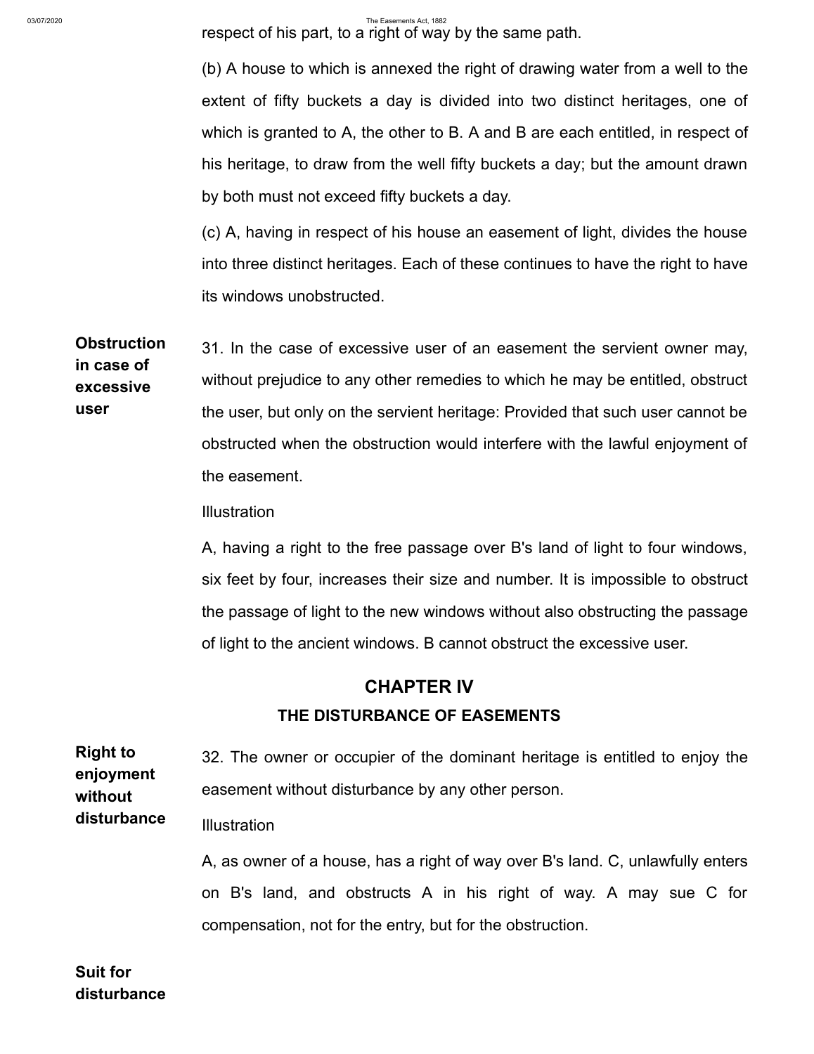respect of his part, to a right of way by the same path.

(b) A house to which is annexed the right of drawing water from a well to the extent of fifty buckets a day is divided into two distinct heritages, one of which is granted to A, the other to B. A and B are each entitled, in respect of his heritage, to draw from the well fifty buckets a day; but the amount drawn by both must not exceed fifty buckets a day.

(c) A, having in respect of his house an easement of light, divides the house into three distinct heritages. Each of these continues to have the right to have its windows unobstructed.

**Obstruction in case of excessive user**

31. In the case of excessive user of an easement the servient owner may, without prejudice to any other remedies to which he may be entitled, obstruct the user, but only on the servient heritage: Provided that such user cannot be obstructed when the obstruction would interfere with the lawful enjoyment of the easement.

Illustration

A, having a right to the free passage over B's land of light to four windows, six feet by four, increases their size and number. It is impossible to obstruct the passage of light to the new windows without also obstructing the passage of light to the ancient windows. B cannot obstruct the excessive user.

## CHAPTER IV

### THE DISTURBANCE OF EASEMENTS

**Right to enjoyment without disturbance**

32. The owner or occupier of the dominant heritage is entitled to enjoy the easement without disturbance by any other person.

Illustration

A, as owner of a house, has a right of way over B's land. C, unlawfully enters on B's land, and obstructs A in his right of way. A may sue C for compensation, not for the entry, but for the obstruction.

**Suit for disturbance**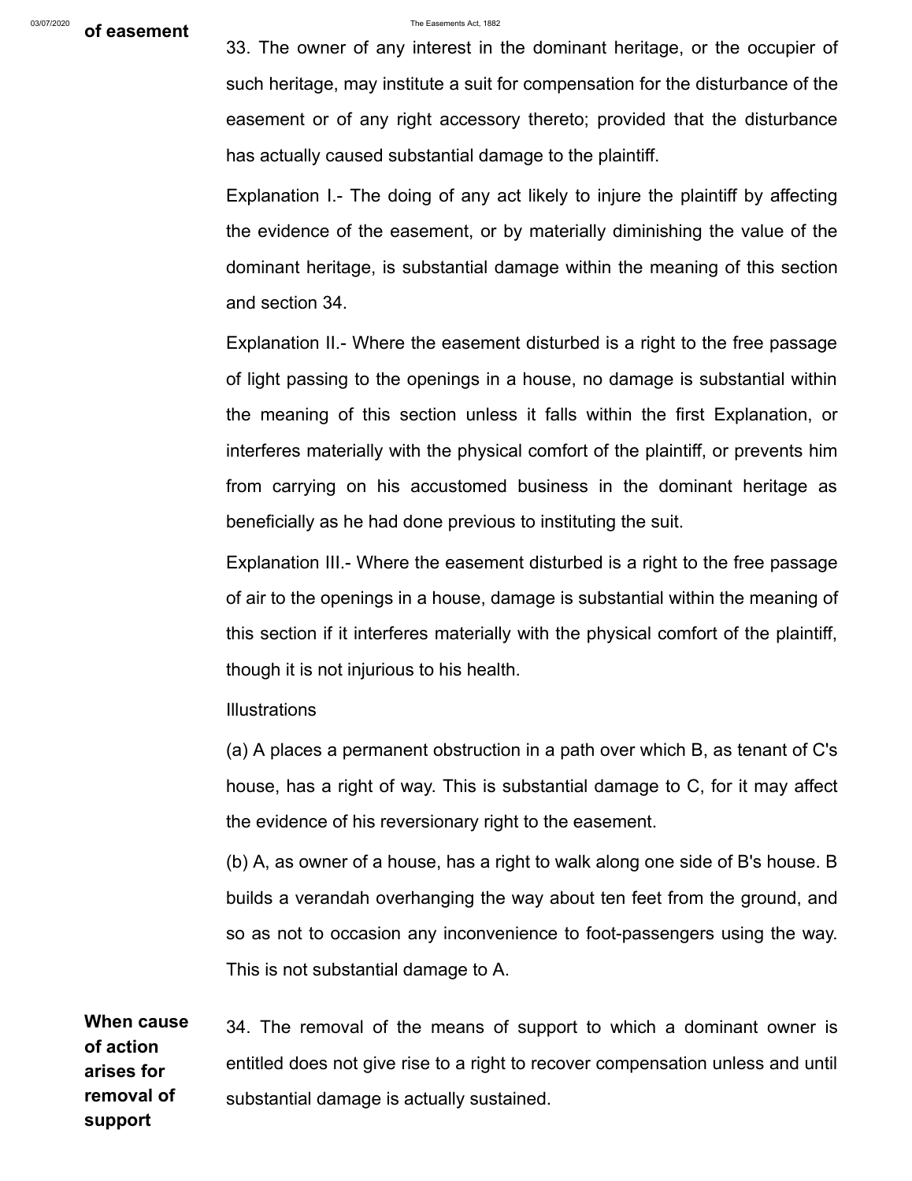**of easement**

33. The owner of any interest in the dominant heritage, or the occupier of such heritage, may institute a suit for compensation for the disturbance of the easement or of any right accessory thereto; provided that the disturbance has actually caused substantial damage to the plaintiff.

Explanation I.- The doing of any act likely to injure the plaintiff by affecting the evidence of the easement, or by materially diminishing the value of the dominant heritage, is substantial damage within the meaning of this section and section 34.

Explanation II.- Where the easement disturbed is a right to the free passage of light passing to the openings in a house, no damage is substantial within the meaning of this section unless it falls within the first Explanation, or interferes materially with the physical comfort of the plaintiff, or prevents him from carrying on his accustomed business in the dominant heritage as beneficially as he had done previous to instituting the suit.

Explanation III.- Where the easement disturbed is a right to the free passage of air to the openings in a house, damage is substantial within the meaning of this section if it interferes materially with the physical comfort of the plaintiff, though it is not injurious to his health.

Illustrations

(a) A places a permanent obstruction in a path over which B, as tenant of C's house, has a right of way. This is substantial damage to C, for it may affect the evidence of his reversionary right to the easement.

(b) A, as owner of a house, has a right to walk along one side of B's house. B builds a verandah overhanging the way about ten feet from the ground, and so as not to occasion any inconvenience to foot-passengers using the way. This is not substantial damage to A.

**When cause of action arises for removal of support**

34. The removal of the means of support to which a dominant owner is entitled does not give rise to a right to recover compensation unless and until substantial damage is actually sustained.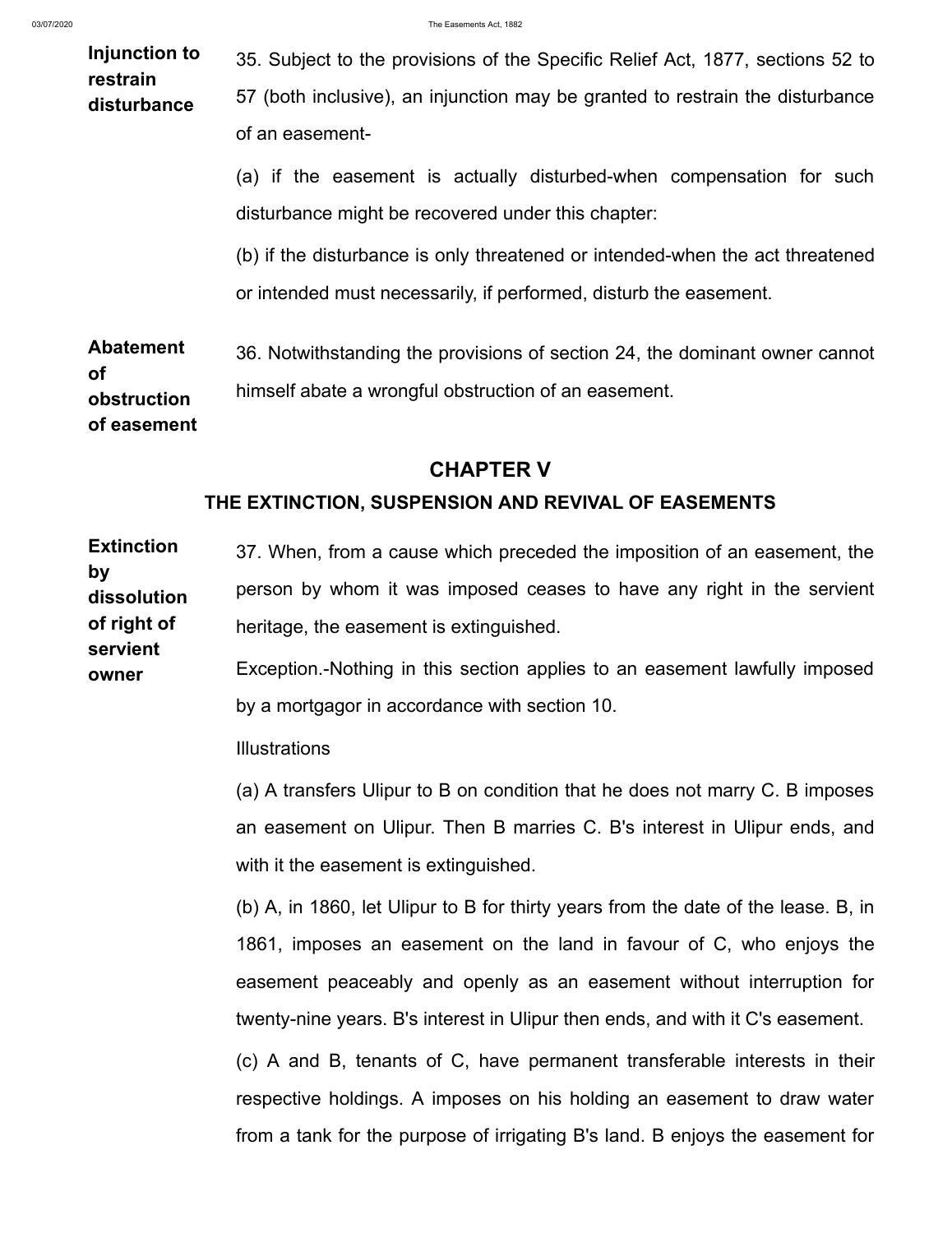**Injunction to restrain disturbance**

35. Subject to the provisions of the Specific Relief Act, 1877, sections 52 to 57 (both inclusive), an injunction may be granted to restrain the disturbance of an easement-

(a) if the easement is actually disturbed-when compensation for such disturbance might be recovered under this chapter:

(b) if the disturbance is only threatened or intended-when the act threatened or intended must necessarily, if performed, disturb the easement.

**Abatement of obstruction of easement**

36. Notwithstanding the provisions of section 24, the dominant owner cannot himself abate a wrongful obstruction of an easement.

## CHAPTER V

### THE EXTINCTION, SUSPENSION AND REVIVAL OF EASEMENTS

**Extinction by dissolution of right of servient owner**

37. When, from a cause which preceded the imposition of an easement, the person by whom it was imposed ceases to have any right in the servient heritage, the easement is extinguished.

Exception.-Nothing in this section applies to an easement lawfully imposed by a mortgagor in accordance with section 10.

Illustrations

(a) A transfers Ulipur to B on condition that he does not marry C. B imposes an easement on Ulipur. Then B marries C. B's interest in Ulipur ends, and with it the easement is extinguished.

(b) A, in 1860, let Ulipur to B for thirty years from the date of the lease. B, in 1861, imposes an easement on the land in favour of C, who enjoys the easement peaceably and openly as an easement without interruption for twenty-nine years. B's interest in Ulipur then ends, and with it C's easement.

(c) A and B, tenants of C, have permanent transferable interests in their respective holdings. A imposes on his holding an easement to draw water from a tank for the purpose of irrigating B's land. B enjoys the easement for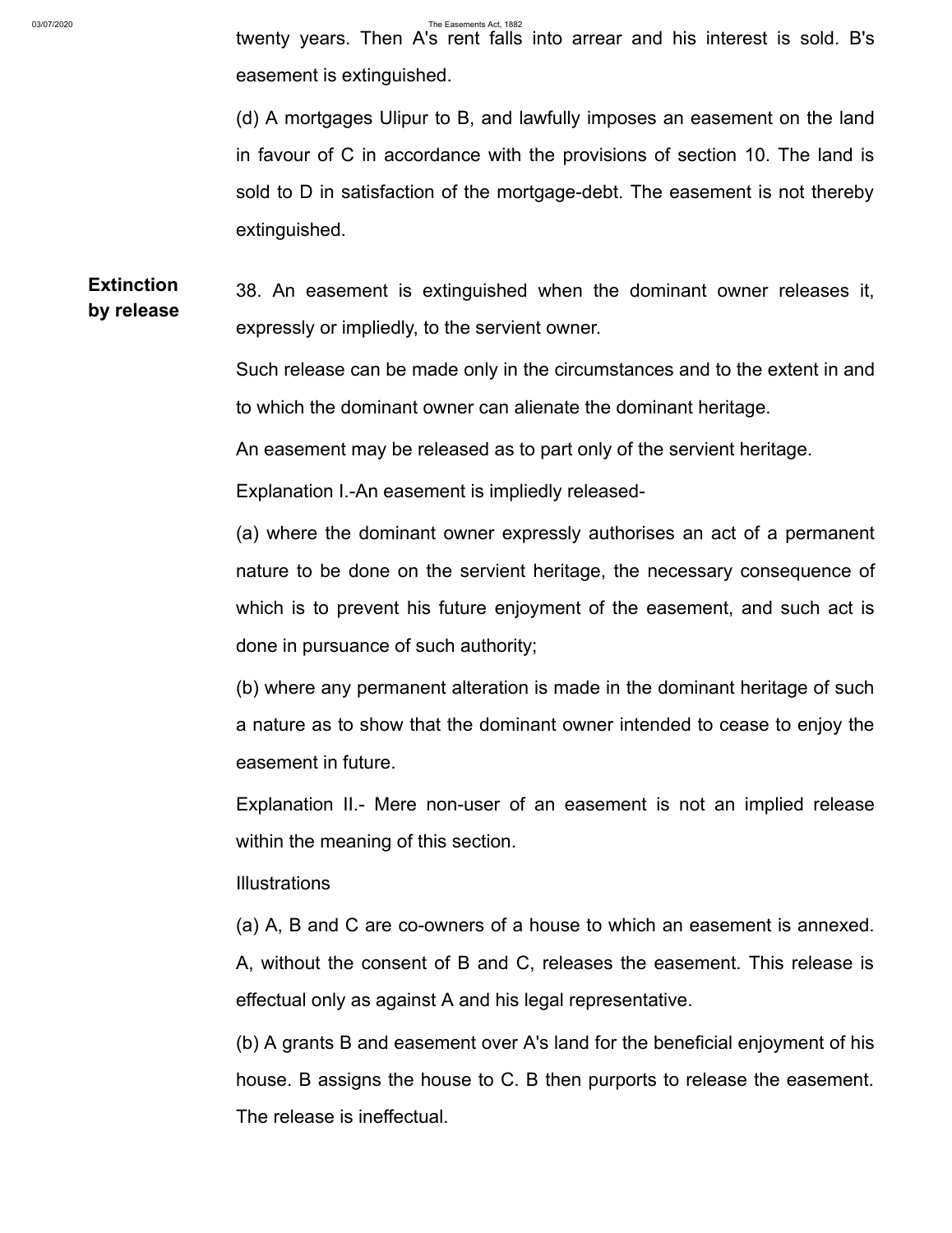twenty years. Then A's rent falls into arrear and his interest is sold. B's easement is extinguished.

(d) A mortgages Ulipur to B, and lawfully imposes an easement on the land in favour of C in accordance with the provisions of section 10. The land is sold to D in satisfaction of the mortgage-debt. The easement is not thereby extinguished.

**Extinction by release**

38. An easement is extinguished when the dominant owner releases it, expressly or impliedly, to the servient owner.

Such release can be made only in the circumstances and to the extent in and to which the dominant owner can alienate the dominant heritage.

An easement may be released as to part only of the servient heritage.

Explanation I.-An easement is impliedly released-

(a) where the dominant owner expressly authorises an act of a permanent nature to be done on the servient heritage, the necessary consequence of which is to prevent his future enjoyment of the easement, and such act is done in pursuance of such authority;

(b) where any permanent alteration is made in the dominant heritage of such a nature as to show that the dominant owner intended to cease to enjoy the easement in future.

Explanation II.- Mere non-user of an easement is not an implied release within the meaning of this section.

Illustrations

(a) A, B and C are co-owners of a house to which an easement is annexed. A, without the consent of B and C, releases the easement. This release is effectual only as against A and his legal representative.

(b) A grants B and easement over A's land for the beneficial enjoyment of his house. B assigns the house to C. B then purports to release the easement. The release is ineffectual.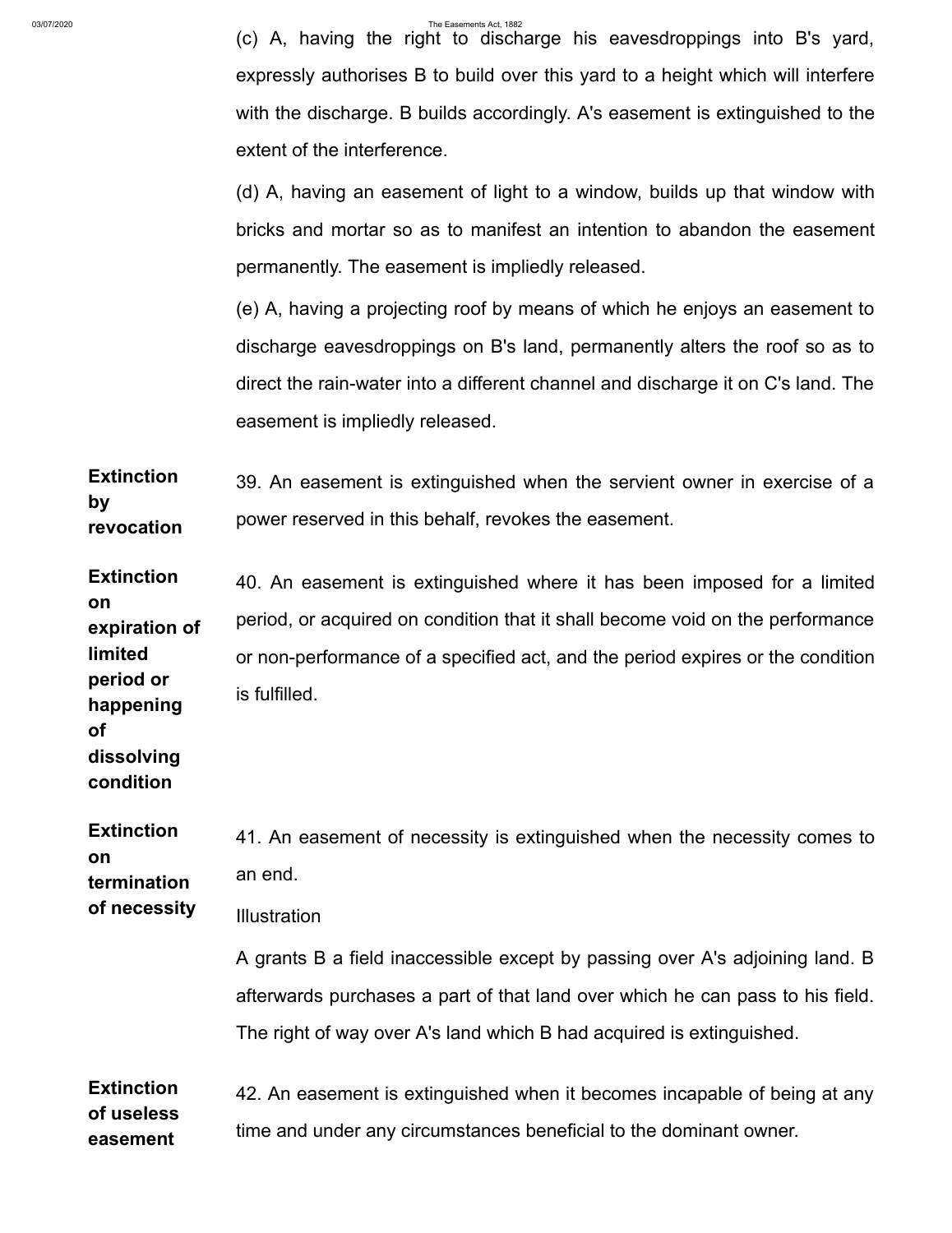(c) A, having the right to discharge his eavesdroppings into B's yard, expressly authorises B to build over this yard to a height which will interfere with the discharge. B builds accordingly. A's easement is extinguished to the extent of the interference.

(d) A, having an easement of light to a window, builds up that window with bricks and mortar so as to manifest an intention to abandon the easement permanently. The easement is impliedly released.

(e) A, having a projecting roof by means of which he enjoys an easement to discharge eavesdroppings on B's land, permanently alters the roof so as to direct the rain-water into a different channel and discharge it on C's land. The easement is impliedly released.

**Extinction by revocation**

39. An easement is extinguished when the servient owner in exercise of a power reserved in this behalf, revokes the easement.

**Extinction on expiration of limited period or happening of dissolving condition**

40. An easement is extinguished where it has been imposed for a limited period, or acquired on condition that it shall become void on the performance or non-performance of a specified act, and the period expires or the condition is fulfilled.

**Extinction on termination of necessity**

41. An easement of necessity is extinguished when the necessity comes to an end.

Illustration

A grants B a field inaccessible except by passing over A's adjoining land. B afterwards purchases a part of that land over which he can pass to his field. The right of way over A's land which B had acquired is extinguished.

**Extinction of useless easement**

42. An easement is extinguished when it becomes incapable of being at any time and under any circumstances beneficial to the dominant owner.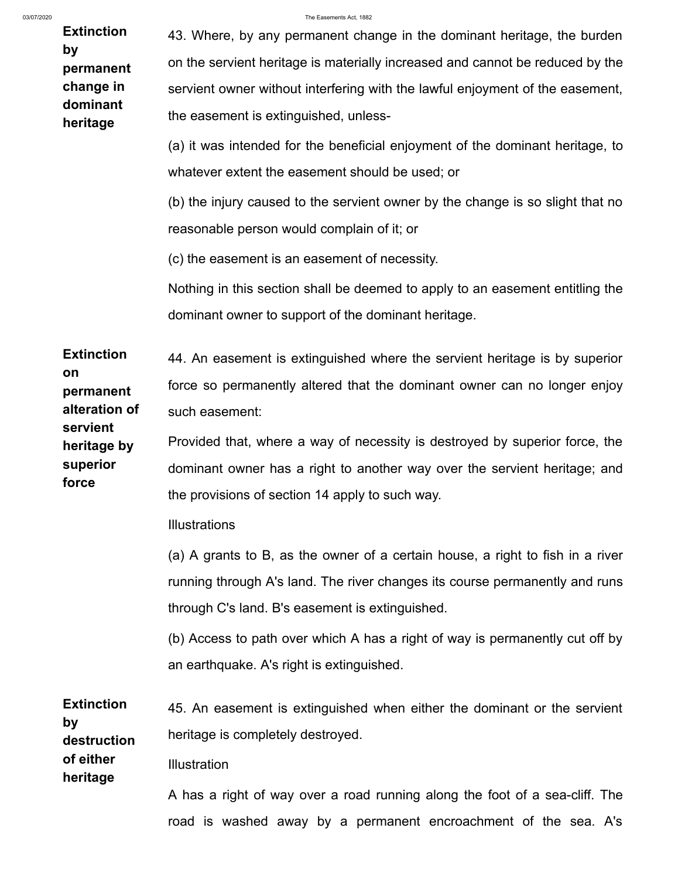**Extinction by permanent change in dominant heritage**

43. Where, by any permanent change in the dominant heritage, the burden on the servient heritage is materially increased and cannot be reduced by the servient owner without interfering with the lawful enjoyment of the easement, the easement is extinguished, unless-

(a) it was intended for the beneficial enjoyment of the dominant heritage, to whatever extent the easement should be used; or

(b) the injury caused to the servient owner by the change is so slight that no reasonable person would complain of it; or

(c) the easement is an easement of necessity.

Nothing in this section shall be deemed to apply to an easement entitling the dominant owner to support of the dominant heritage.

**Extinction on permanent alteration of servient heritage by superior force**

44. An easement is extinguished where the servient heritage is by superior force so permanently altered that the dominant owner can no longer enjoy such easement:

Provided that, where a way of necessity is destroyed by superior force, the dominant owner has a right to another way over the servient heritage; and the provisions of section 14 apply to such way.

Illustrations

(a) A grants to B, as the owner of a certain house, a right to fish in a river running through A's land. The river changes its course permanently and runs through C's land. B's easement is extinguished.

(b) Access to path over which A has a right of way is permanently cut off by an earthquake. A's right is extinguished.

**Extinction by destruction of either heritage**

45. An easement is extinguished when either the dominant or the servient heritage is completely destroyed.

Illustration

A has a right of way over a road running along the foot of a sea-cliff. The road is washed away by a permanent encroachment of the sea. A's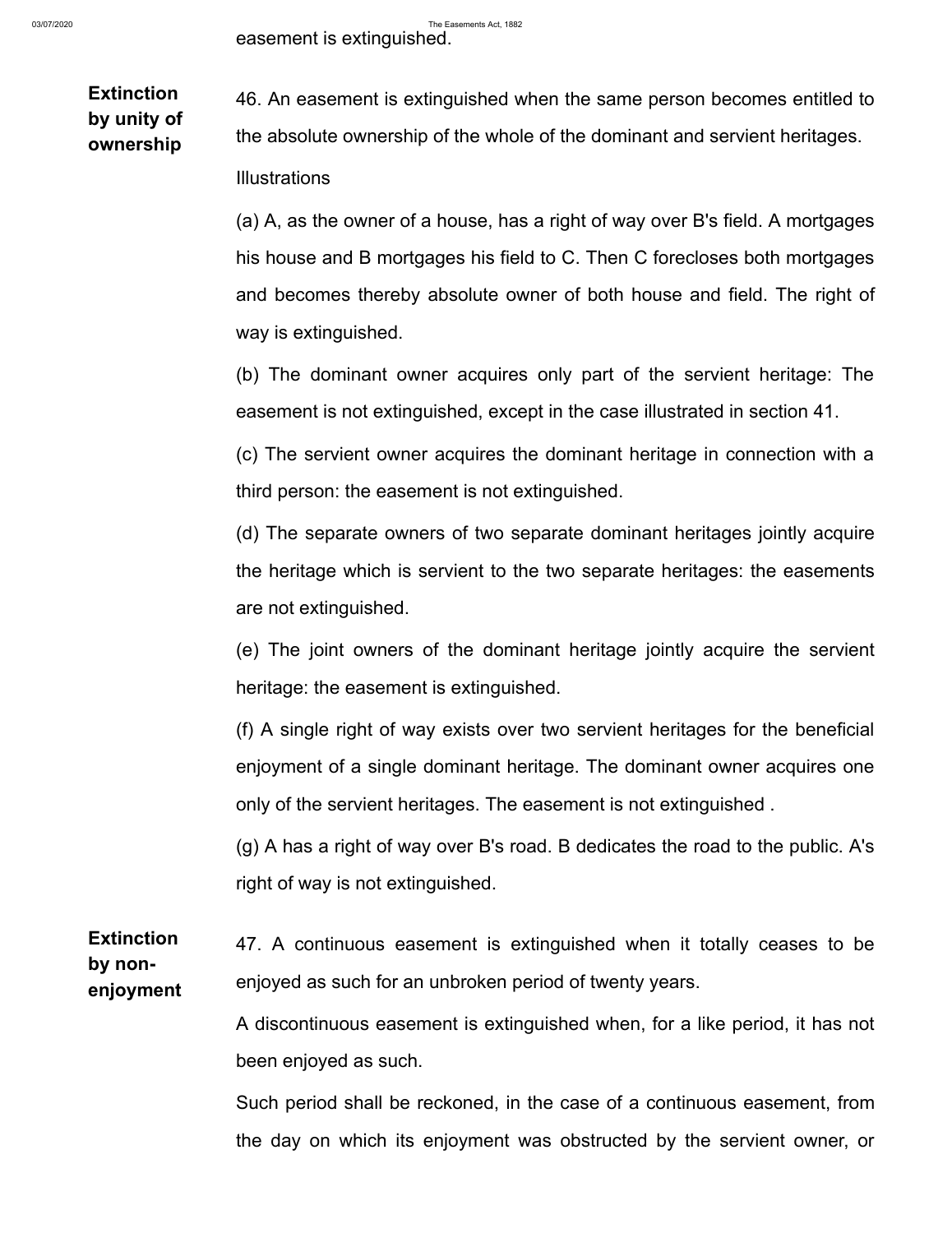easement is extinguished.

**Extinction by unity of ownership**

46. An easement is extinguished when the same person becomes entitled to the absolute ownership of the whole of the dominant and servient heritages.

Illustrations

(a) A, as the owner of a house, has a right of way over B's field. A mortgages his house and B mortgages his field to C. Then C forecloses both mortgages and becomes thereby absolute owner of both house and field. The right of way is extinguished.

(b) The dominant owner acquires only part of the servient heritage: The easement is not extinguished, except in the case illustrated in section 41.

(c) The servient owner acquires the dominant heritage in connection with a third person: the easement is not extinguished.

(d) The separate owners of two separate dominant heritages jointly acquire the heritage which is servient to the two separate heritages: the easements are not extinguished.

(e) The joint owners of the dominant heritage jointly acquire the servient heritage: the easement is extinguished.

(f) A single right of way exists over two servient heritages for the beneficial enjoyment of a single dominant heritage. The dominant owner acquires one only of the servient heritages. The easement is not extinguished .

(g) A has a right of way over B's road. B dedicates the road to the public. A's right of way is not extinguished.

**Extinction by non-enjoyment**

47. A continuous easement is extinguished when it totally ceases to be enjoyed as such for an unbroken period of twenty years.

A discontinuous easement is extinguished when, for a like period, it has not been enjoyed as such.

Such period shall be reckoned, in the case of a continuous easement, from the day on which its enjoyment was obstructed by the servient owner, or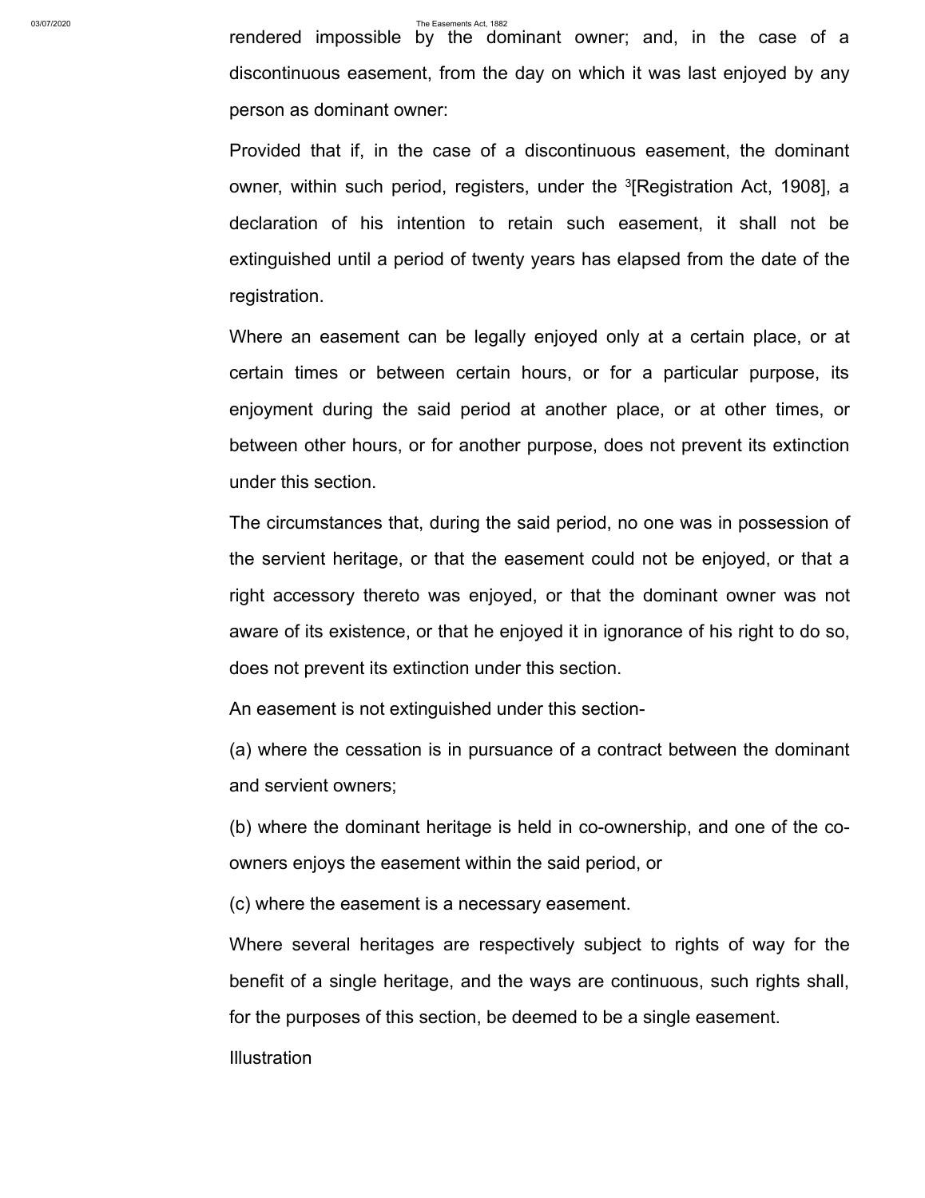rendered impossible by the dominant owner; and, in the case of a discontinuous easement, from the day on which it was last enjoyed by any person as dominant owner:

Provided that if, in the case of a discontinuous easement, the dominant owner, within such period, registers, under the [3][Registration Act, 1908], a declaration of his intention to retain such easement, it shall not be extinguished until a period of twenty years has elapsed from the date of the registration.

Where an easement can be legally enjoyed only at a certain place, or at certain times or between certain hours, or for a particular purpose, its enjoyment during the said period at another place, or at other times, or between other hours, or for another purpose, does not prevent its extinction under this section.

The circumstances that, during the said period, no one was in possession of the servient heritage, or that the easement could not be enjoyed, or that a right accessory thereto was enjoyed, or that the dominant owner was not aware of its existence, or that he enjoyed it in ignorance of his right to do so, does not prevent its extinction under this section.

An easement is not extinguished under this section-

(a) where the cessation is in pursuance of a contract between the dominant and servient owners;

(b) where the dominant heritage is held in co-ownership, and one of the co-owners enjoys the easement within the said period, or

(c) where the easement is a necessary easement.

Where several heritages are respectively subject to rights of way for the benefit of a single heritage, and the ways are continuous, such rights shall, for the purposes of this section, be deemed to be a single easement.

Illustration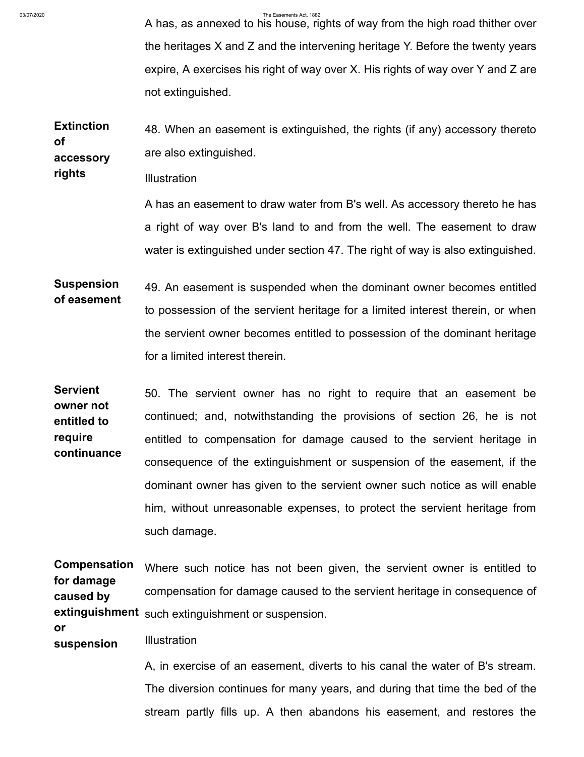A has, as annexed to his house, rights of way from the high road thither over the heritages X and Z and the intervening heritage Y. Before the twenty years expire, A exercises his right of way over X. His rights of way over Y and Z are not extinguished.

**Extinction of accessory rights**

48. When an easement is extinguished, the rights (if any) accessory thereto are also extinguished.

Illustration

A has an easement to draw water from B's well. As accessory thereto he has a right of way over B's land to and from the well. The easement to draw water is extinguished under section 47. The right of way is also extinguished.

**Suspension of easement**

49. An easement is suspended when the dominant owner becomes entitled to possession of the servient heritage for a limited interest therein, or when the servient owner becomes entitled to possession of the dominant heritage for a limited interest therein.

**Servient owner not entitled to require continuance**

50. The servient owner has no right to require that an easement be continued; and, notwithstanding the provisions of section 26, he is not entitled to compensation for damage caused to the servient heritage in consequence of the extinguishment or suspension of the easement, if the dominant owner has given to the servient owner such notice as will enable him, without unreasonable expenses, to protect the servient heritage from such damage.

**Compensation for damage caused by extinguishment or suspension**

Where such notice has not been given, the servient owner is entitled to compensation for damage caused to the servient heritage in consequence of such extinguishment or suspension.

Illustration

A, in exercise of an easement, diverts to his canal the water of B's stream. The diversion continues for many years, and during that time the bed of the stream partly fills up. A then abandons his easement, and restores the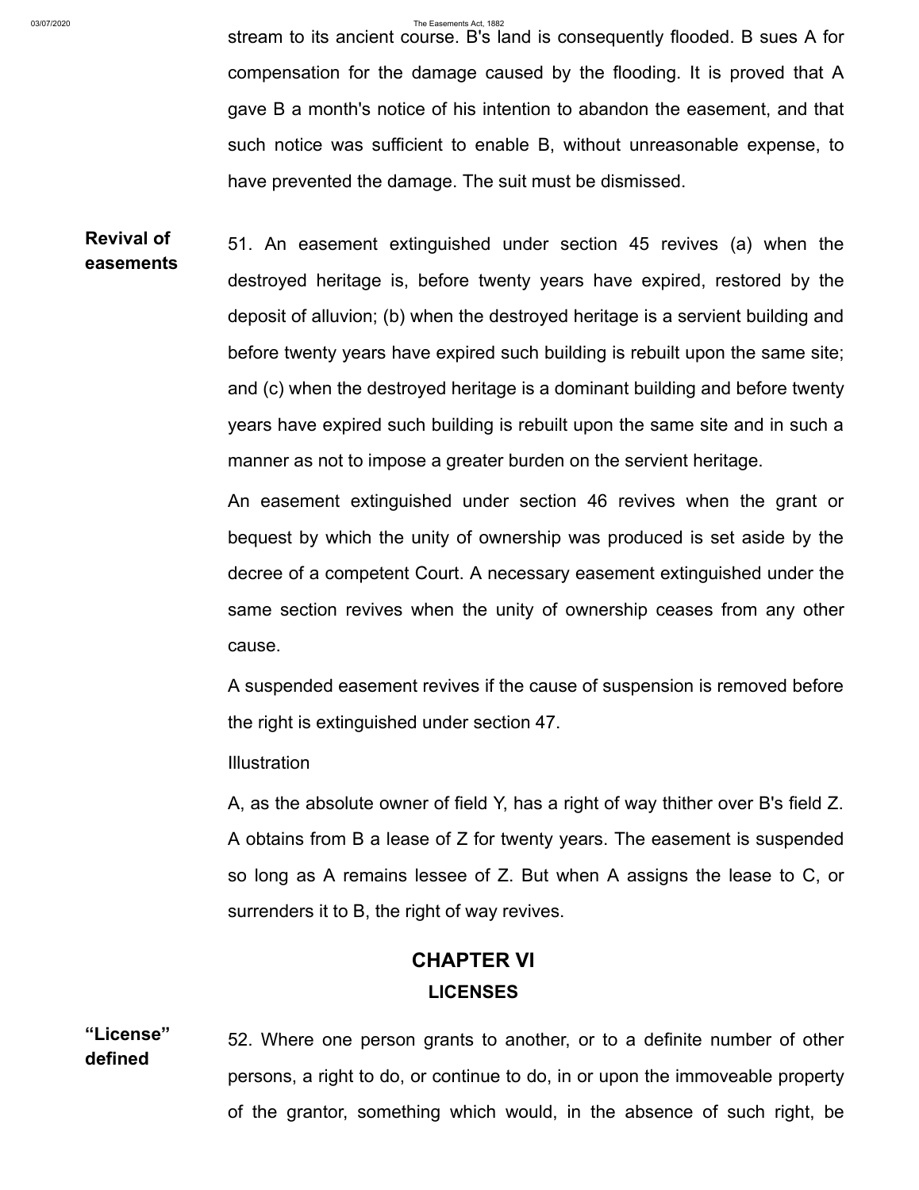stream to its ancient course. B's land is consequently flooded. B sues A for compensation for the damage caused by the flooding. It is proved that A gave B a month's notice of his intention to abandon the easement, and that such notice was sufficient to enable B, without unreasonable expense, to have prevented the damage. The suit must be dismissed.

**Revival of easements**

51. An easement extinguished under section 45 revives (a) when the destroyed heritage is, before twenty years have expired, restored by the deposit of alluvion; (b) when the destroyed heritage is a servient building and before twenty years have expired such building is rebuilt upon the same site; and (c) when the destroyed heritage is a dominant building and before twenty years have expired such building is rebuilt upon the same site and in such a manner as not to impose a greater burden on the servient heritage.

An easement extinguished under section 46 revives when the grant or bequest by which the unity of ownership was produced is set aside by the decree of a competent Court. A necessary easement extinguished under the same section revives when the unity of ownership ceases from any other cause.

A suspended easement revives if the cause of suspension is removed before the right is extinguished under section 47.

Illustration

A, as the absolute owner of field Y, has a right of way thither over B's field Z. A obtains from B a lease of Z for twenty years. The easement is suspended so long as A remains lessee of Z. But when A assigns the lease to C, or surrenders it to B, the right of way revives.

## CHAPTER VI
### LICENSES

**"License" defined**

52. Where one person grants to another, or to a definite number of other persons, a right to do, or continue to do, in or upon the immoveable property of the grantor, something which would, in the absence of such right, be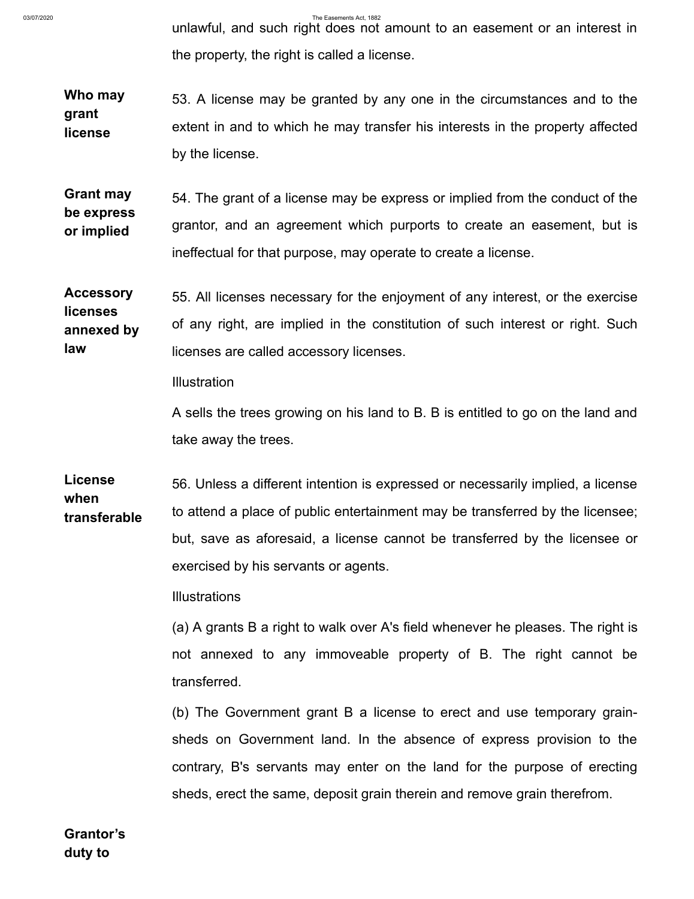unlawful, and such right does not amount to an easement or an interest in the property, the right is called a license.

**Who may grant license**

53. A license may be granted by any one in the circumstances and to the extent in and to which he may transfer his interests in the property affected by the license.

**Grant may be express or implied**

54. The grant of a license may be express or implied from the conduct of the grantor, and an agreement which purports to create an easement, but is ineffectual for that purpose, may operate to create a license.

**Accessory licenses annexed by law**

55. All licenses necessary for the enjoyment of any interest, or the exercise of any right, are implied in the constitution of such interest or right. Such licenses are called accessory licenses.

Illustration

A sells the trees growing on his land to B. B is entitled to go on the land and take away the trees.

**License when transferable**

56. Unless a different intention is expressed or necessarily implied, a license to attend a place of public entertainment may be transferred by the licensee; but, save as aforesaid, a license cannot be transferred by the licensee or exercised by his servants or agents.

Illustrations

(a) A grants B a right to walk over A's field whenever he pleases. The right is not annexed to any immoveable property of B. The right cannot be transferred.

(b) The Government grant B a license to erect and use temporary grain-sheds on Government land. In the absence of express provision to the contrary, B's servants may enter on the land for the purpose of erecting sheds, erect the same, deposit grain therein and remove grain therefrom.

**Grantor's duty to**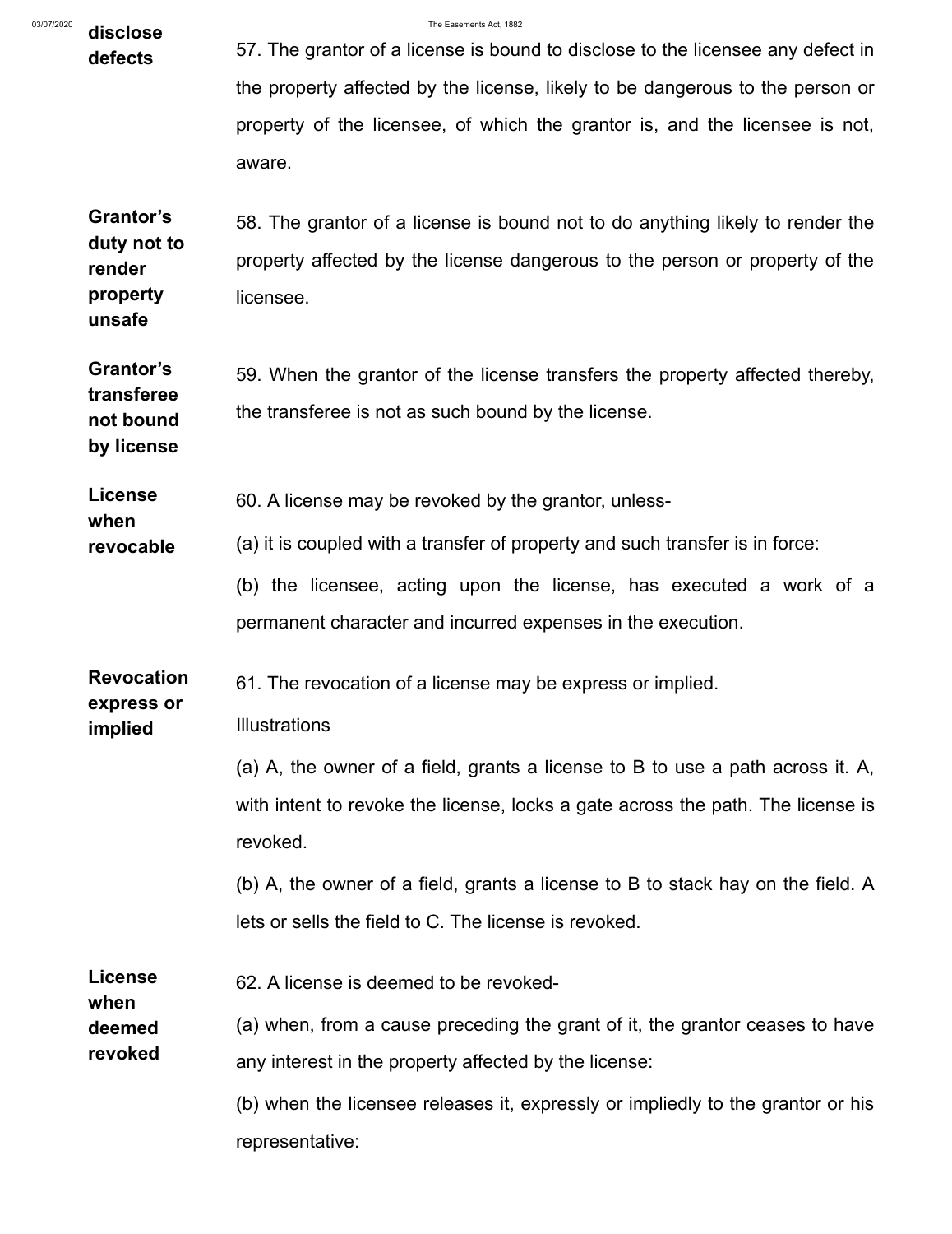**disclose defects**

57. The grantor of a license is bound to disclose to the licensee any defect in the property affected by the license, likely to be dangerous to the person or property of the licensee, of which the grantor is, and the licensee is not, aware.

**Grantor's duty not to render property unsafe**

58. The grantor of a license is bound not to do anything likely to render the property affected by the license dangerous to the person or property of the licensee.

**Grantor's transferee not bound by license**

59. When the grantor of the license transfers the property affected thereby, the transferee is not as such bound by the license.

**License when revocable**

60. A license may be revoked by the grantor, unless-

(a) it is coupled with a transfer of property and such transfer is in force:

(b) the licensee, acting upon the license, has executed a work of a permanent character and incurred expenses in the execution.

**Revocation express or implied**

61. The revocation of a license may be express or implied.

Illustrations

(a) A, the owner of a field, grants a license to B to use a path across it. A, with intent to revoke the license, locks a gate across the path. The license is revoked.

(b) A, the owner of a field, grants a license to B to stack hay on the field. A lets or sells the field to C. The license is revoked.

**License when deemed revoked**

62. A license is deemed to be revoked-

(a) when, from a cause preceding the grant of it, the grantor ceases to have any interest in the property affected by the license:

(b) when the licensee releases it, expressly or impliedly to the grantor or his representative: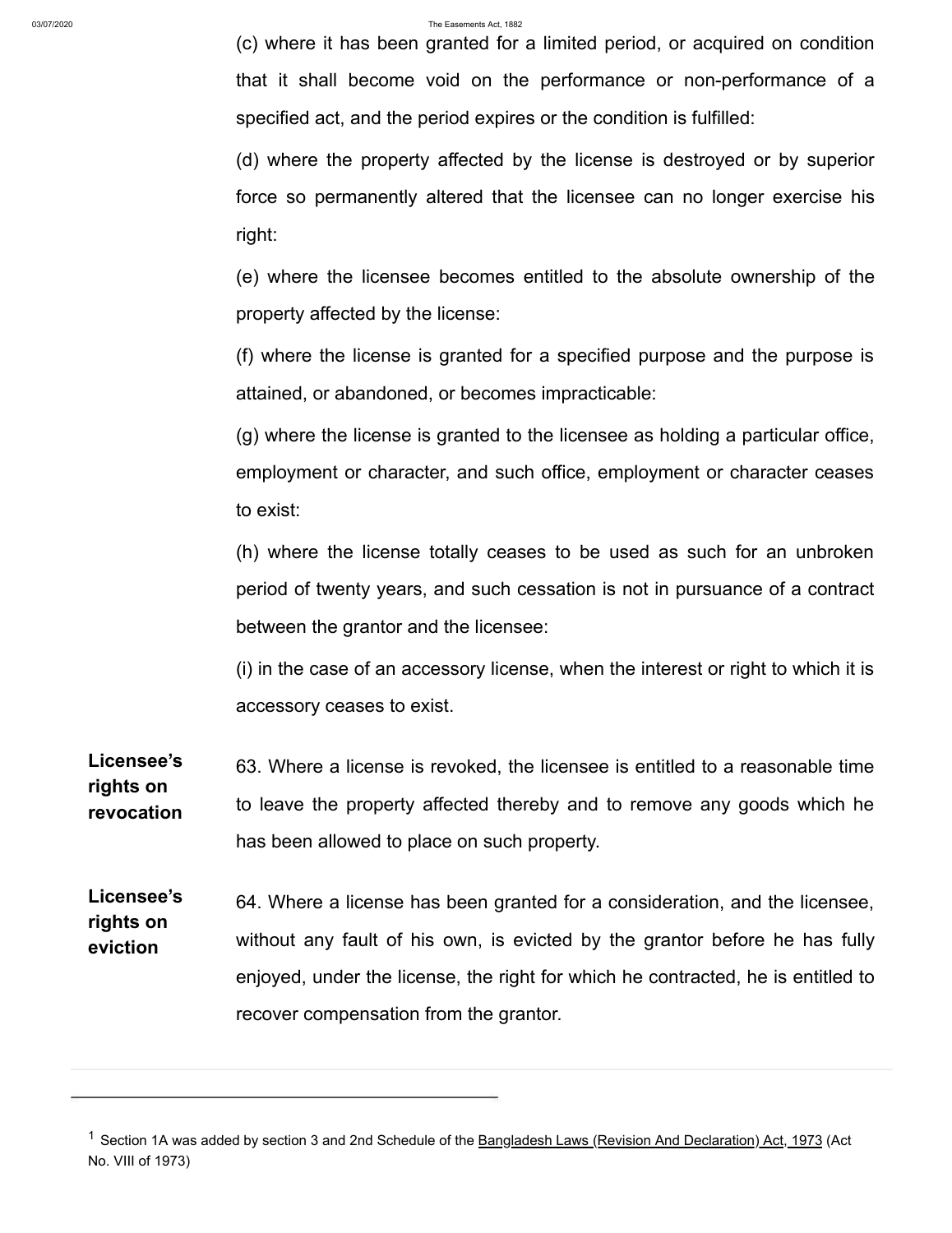(c) where it has been granted for a limited period, or acquired on condition that it shall become void on the performance or non-performance of a specified act, and the period expires or the condition is fulfilled:

(d) where the property affected by the license is destroyed or by superior force so permanently altered that the licensee can no longer exercise his right:

(e) where the licensee becomes entitled to the absolute ownership of the property affected by the license:

(f) where the license is granted for a specified purpose and the purpose is attained, or abandoned, or becomes impracticable:

(g) where the license is granted to the licensee as holding a particular office, employment or character, and such office, employment or character ceases to exist:

(h) where the license totally ceases to be used as such for an unbroken period of twenty years, and such cessation is not in pursuance of a contract between the grantor and the licensee:

(i) in the case of an accessory license, when the interest or right to which it is accessory ceases to exist.

**Licensee's rights on revocation**

63. Where a license is revoked, the licensee is entitled to a reasonable time to leave the property affected thereby and to remove any goods which he has been allowed to place on such property.

**Licensee's rights on eviction**

64. Where a license has been granted for a consideration, and the licensee, without any fault of his own, is evicted by the grantor before he has fully enjoyed, under the license, the right for which he contracted, he is entitled to recover compensation from the grantor.

---

[1] Section 1A was added by section 3 and 2nd Schedule of the Bangladesh Laws (Revision And Declaration) Act, 1973 (Act No. VIII of 1973)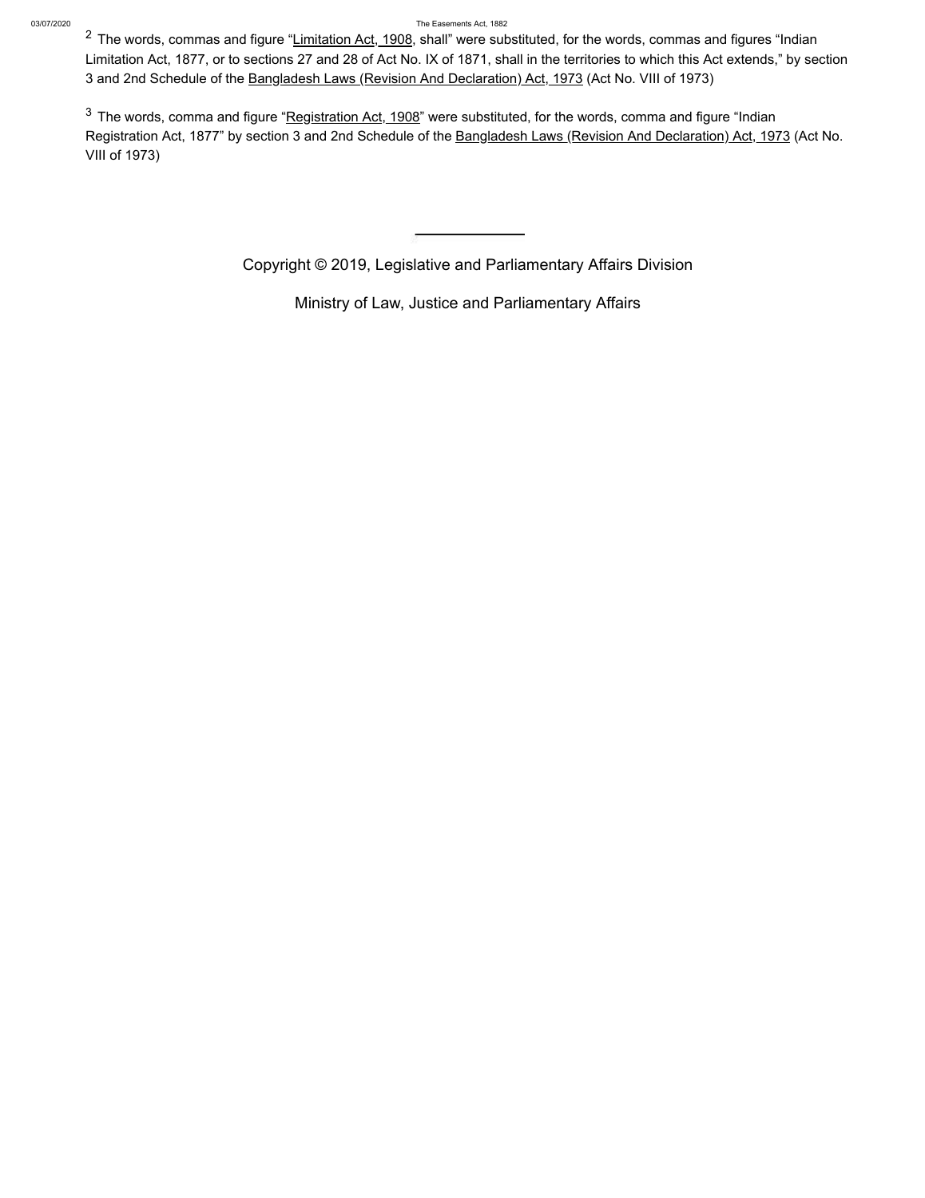[2] The words, commas and figure "Limitation Act, 1908, shall" were substituted, for the words, commas and figures "Indian Limitation Act, 1877, or to sections 27 and 28 of Act No. IX of 1871, shall in the territories to which this Act extends," by section 3 and 2nd Schedule of the Bangladesh Laws (Revision And Declaration) Act, 1973 (Act No. VIII of 1973)

[3] The words, comma and figure "Registration Act, 1908" were substituted, for the words, comma and figure "Indian Registration Act, 1877" by section 3 and 2nd Schedule of the Bangladesh Laws (Revision And Declaration) Act, 1973 (Act No. VIII of 1973)

---

Copyright © 2019, Legislative and Parliamentary Affairs Division

Ministry of Law, Justice and Parliamentary Affairs